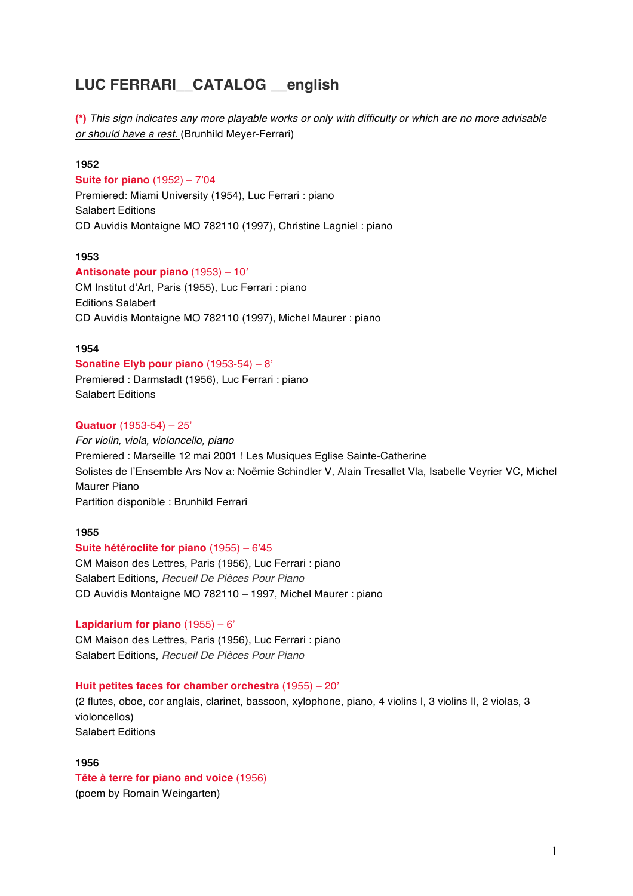# LUC FERRARI__CATALOG __english

**(*)** *This sign indicates any more playable works or only with difficulty or which are no more advisable or should have a rest.* (Brunhild Meyer-Ferrari)

**1952**

**Suite for piano** (1952) – 7'04
Premiered: Miami University (1954), Luc Ferrari : piano
Salabert Editions
CD Auvidis Montaigne MO 782110 (1997), Christine Lagniel : piano

**1953**

**Antisonate pour piano** (1953) – 10'
CM Institut d'Art, Paris (1955), Luc Ferrari : piano
Editions Salabert
CD Auvidis Montaigne MO 782110 (1997), Michel Maurer : piano

**1954**

**Sonatine Elyb pour piano** (1953-54) – 8'
Premiered : Darmstadt (1956), Luc Ferrari : piano
Salabert Editions

**Quatuor** (1953-54) – 25'
*For violin, viola, violoncello, piano*
Premiered : Marseille 12 mai 2001 ! Les Musiques Eglise Sainte-Catherine
Solistes de l'Ensemble Ars Nov a: Noëmie Schindler V, Alain Tresallet Vla, Isabelle Veyrier VC, Michel Maurer Piano
Partition disponible : Brunhild Ferrari

**1955**

**Suite hétéroclite for piano** (1955) – 6'45
CM Maison des Lettres, Paris (1956), Luc Ferrari : piano
Salabert Editions, *Recueil De Pièces Pour Piano*
CD Auvidis Montaigne MO 782110 – 1997, Michel Maurer : piano

**Lapidarium for piano** (1955) – 6'
CM Maison des Lettres, Paris (1956), Luc Ferrari : piano
Salabert Editions, *Recueil De Pièces Pour Piano*

**Huit petites faces for chamber orchestra** (1955) – 20'
(2 flutes, oboe, cor anglais, clarinet, bassoon, xylophone, piano, 4 violins I, 3 violins II, 2 violas, 3 violoncellos)
Salabert Editions

**1956**

**Tête à terre for piano and voice** (1956)
(poem by Romain Weingarten)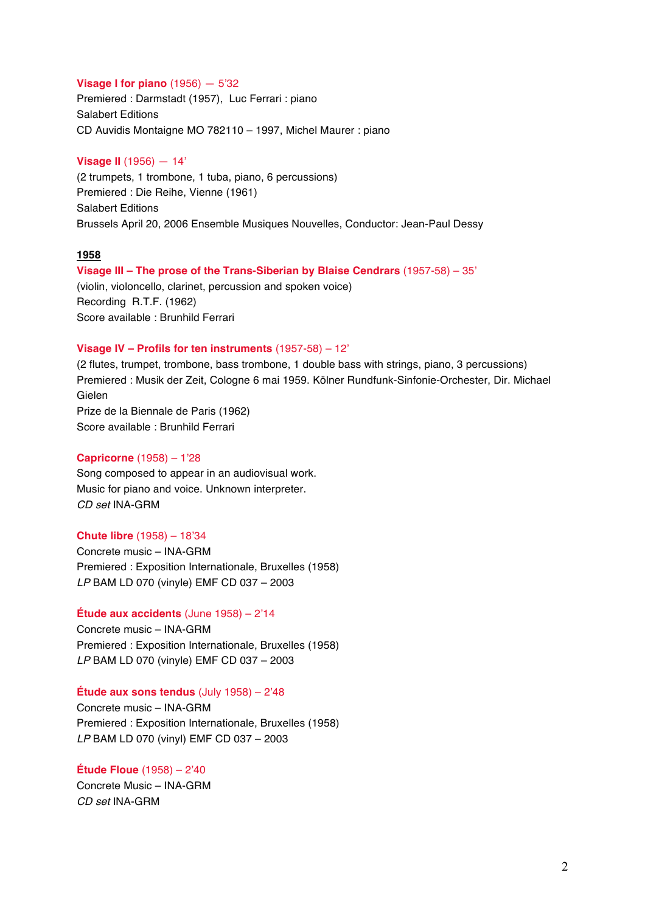**Visage I for piano** (1956) — 5'32
Premiered : Darmstadt (1957), Luc Ferrari : piano
Salabert Editions
CD Auvidis Montaigne MO 782110 – 1997, Michel Maurer : piano

**Visage II** (1956) — 14'
(2 trumpets, 1 trombone, 1 tuba, piano, 6 percussions)
Premiered : Die Reihe, Vienne (1961)
Salabert Editions
Brussels April 20, 2006 Ensemble Musiques Nouvelles, Conductor: Jean-Paul Dessy

**<u>1958</u>**

**Visage III – The prose of the Trans-Siberian by Blaise Cendrars** (1957-58) – 35'
(violin, violoncello, clarinet, percussion and spoken voice)
Recording R.T.F. (1962)
Score available : Brunhild Ferrari

**Visage IV – Profils for ten instruments** (1957-58) – 12'
(2 flutes, trumpet, trombone, bass trombone, 1 double bass with strings, piano, 3 percussions)
Premiered : Musik der Zeit, Cologne 6 mai 1959. Kölner Rundfunk-Sinfonie-Orchester, Dir. Michael Gielen
Prize de la Biennale de Paris (1962)
Score available : Brunhild Ferrari

**Capricorne** (1958) – 1'28
Song composed to appear in an audiovisual work.
Music for piano and voice. Unknown interpreter.
*CD set* INA-GRM

**Chute libre** (1958) – 18'34
Concrete music – INA-GRM
Premiered : Exposition Internationale, Bruxelles (1958)
*LP* BAM LD 070 (vinyle) EMF CD 037 – 2003

**Étude aux accidents** (June 1958) – 2'14
Concrete music – INA-GRM
Premiered : Exposition Internationale, Bruxelles (1958)
*LP* BAM LD 070 (vinyle) EMF CD 037 – 2003

**Étude aux sons tendus** (July 1958) – 2'48
Concrete music – INA-GRM
Premiered : Exposition Internationale, Bruxelles (1958)
*LP* BAM LD 070 (vinyl) EMF CD 037 – 2003

**Étude Floue** (1958) – 2'40
Concrete Music – INA-GRM
*CD set* INA-GRM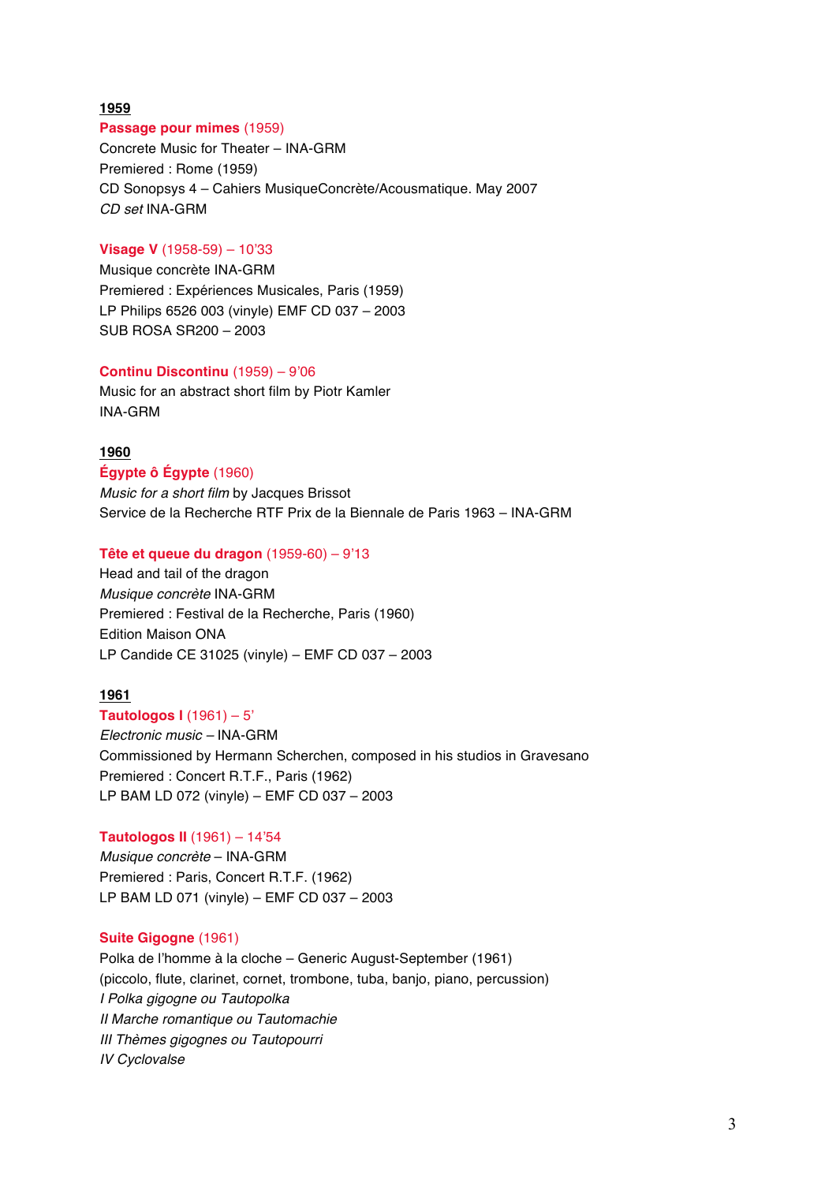**1959**

**Passage pour mimes** (1959)
Concrete Music for Theater – INA-GRM
Premiered : Rome (1959)
CD Sonopsys 4 – Cahiers MusiqueConcrète/Acousmatique. May 2007
*CD set* INA-GRM

**Visage V** (1958-59) – 10'33
Musique concrète INA-GRM
Premiered : Expériences Musicales, Paris (1959)
LP Philips 6526 003 (vinyle) EMF CD 037 – 2003
SUB ROSA SR200 – 2003

**Continu Discontinu** (1959) – 9'06
Music for an abstract short film by Piotr Kamler
INA-GRM

**1960**

**Égypte ô Égypte** (1960)
*Music for a short film* by Jacques Brissot
Service de la Recherche RTF Prix de la Biennale de Paris 1963 – INA-GRM

**Tête et queue du dragon** (1959-60) – 9'13
Head and tail of the dragon
*Musique concrète* INA-GRM
Premiered : Festival de la Recherche, Paris (1960)
Edition Maison ONA
LP Candide CE 31025 (vinyle) – EMF CD 037 – 2003

**1961**

**Tautologos I** (1961) – 5'
*Electronic music* – INA-GRM
Commissioned by Hermann Scherchen, composed in his studios in Gravesano
Premiered : Concert R.T.F., Paris (1962)
LP BAM LD 072 (vinyle) – EMF CD 037 – 2003

**Tautologos II** (1961) – 14'54
*Musique concrète* – INA-GRM
Premiered : Paris, Concert R.T.F. (1962)
LP BAM LD 071 (vinyle) – EMF CD 037 – 2003

**Suite Gigogne** (1961)
Polka de l'homme à la cloche – Generic August-September (1961)
(piccolo, flute, clarinet, cornet, trombone, tuba, banjo, piano, percussion)
*I Polka gigogne ou Tautopolka*
*II Marche romantique ou Tautomachie*
*III Thèmes gigognes ou Tautopourri*
*IV Cyclovalse*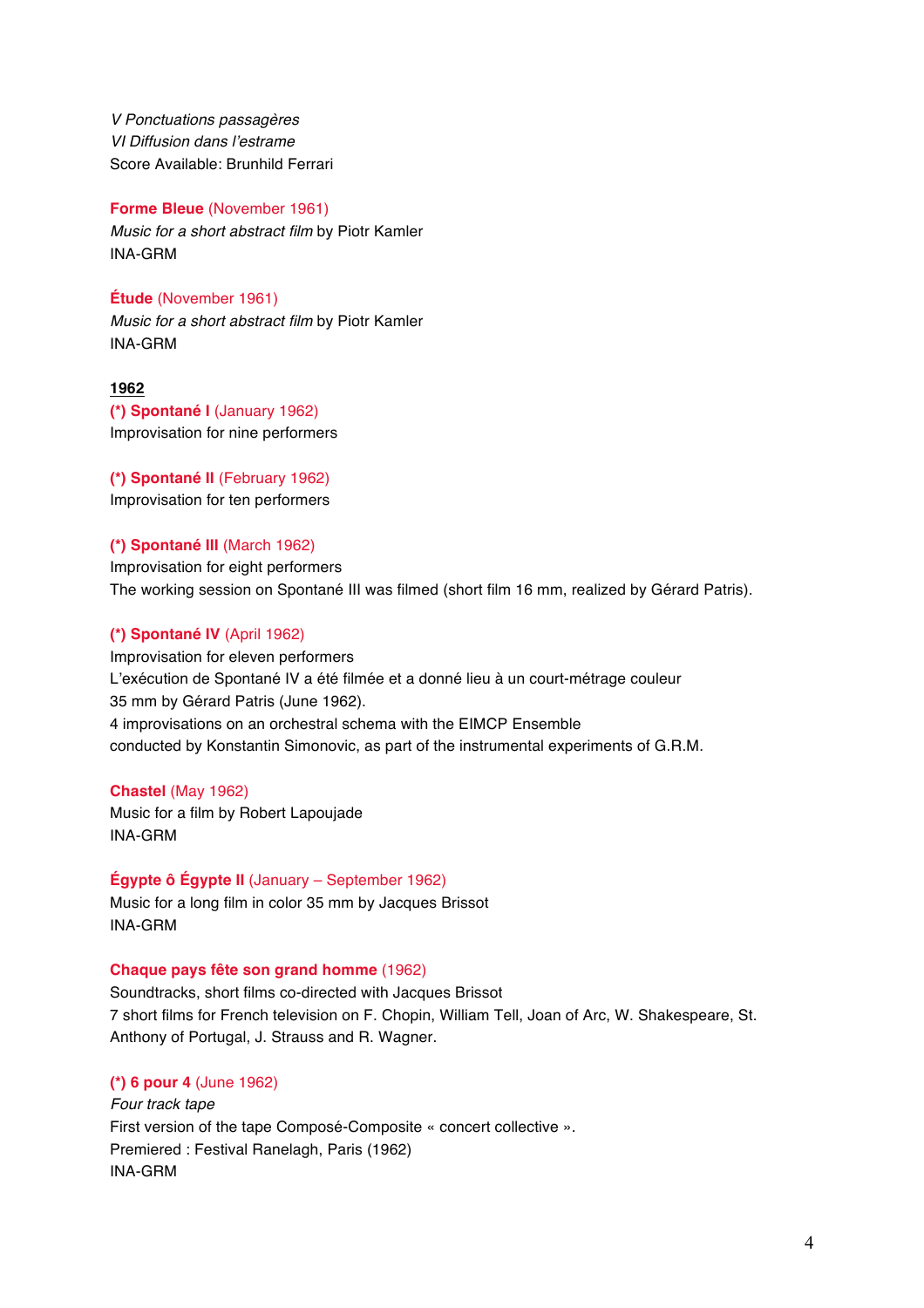*V Ponctuations passagères*
*VI Diffusion dans l'estrame*
Score Available: Brunhild Ferrari

**Forme Bleue** (November 1961)
*Music for a short abstract film* by Piotr Kamler
INA-GRM

**Étude** (November 1961)
*Music for a short abstract film* by Piotr Kamler
INA-GRM

**1962**

**(*) Spontané I** (January 1962)
Improvisation for nine performers

**(*) Spontané II** (February 1962)
Improvisation for ten performers

**(*) Spontané III** (March 1962)
Improvisation for eight performers
The working session on Spontané III was filmed (short film 16 mm, realized by Gérard Patris).

**(*) Spontané IV** (April 1962)
Improvisation for eleven performers
L'exécution de Spontané IV a été filmée et a donné lieu à un court-métrage couleur 35 mm by Gérard Patris (June 1962).
4 improvisations on an orchestral schema with the EIMCP Ensemble conducted by Konstantin Simonovic, as part of the instrumental experiments of G.R.M.

**Chastel** (May 1962)
Music for a film by Robert Lapoujade
INA-GRM

**Égypte ô Égypte II** (January – September 1962)
Music for a long film in color 35 mm by Jacques Brissot
INA-GRM

**Chaque pays fête son grand homme** (1962)
Soundtracks, short films co-directed with Jacques Brissot
7 short films for French television on F. Chopin, William Tell, Joan of Arc, W. Shakespeare, St. Anthony of Portugal, J. Strauss and R. Wagner.

**(*) 6 pour 4** (June 1962)
*Four track tape*
First version of the tape Composé-Composite « concert collective ».
Premiered : Festival Ranelagh, Paris (1962)
INA-GRM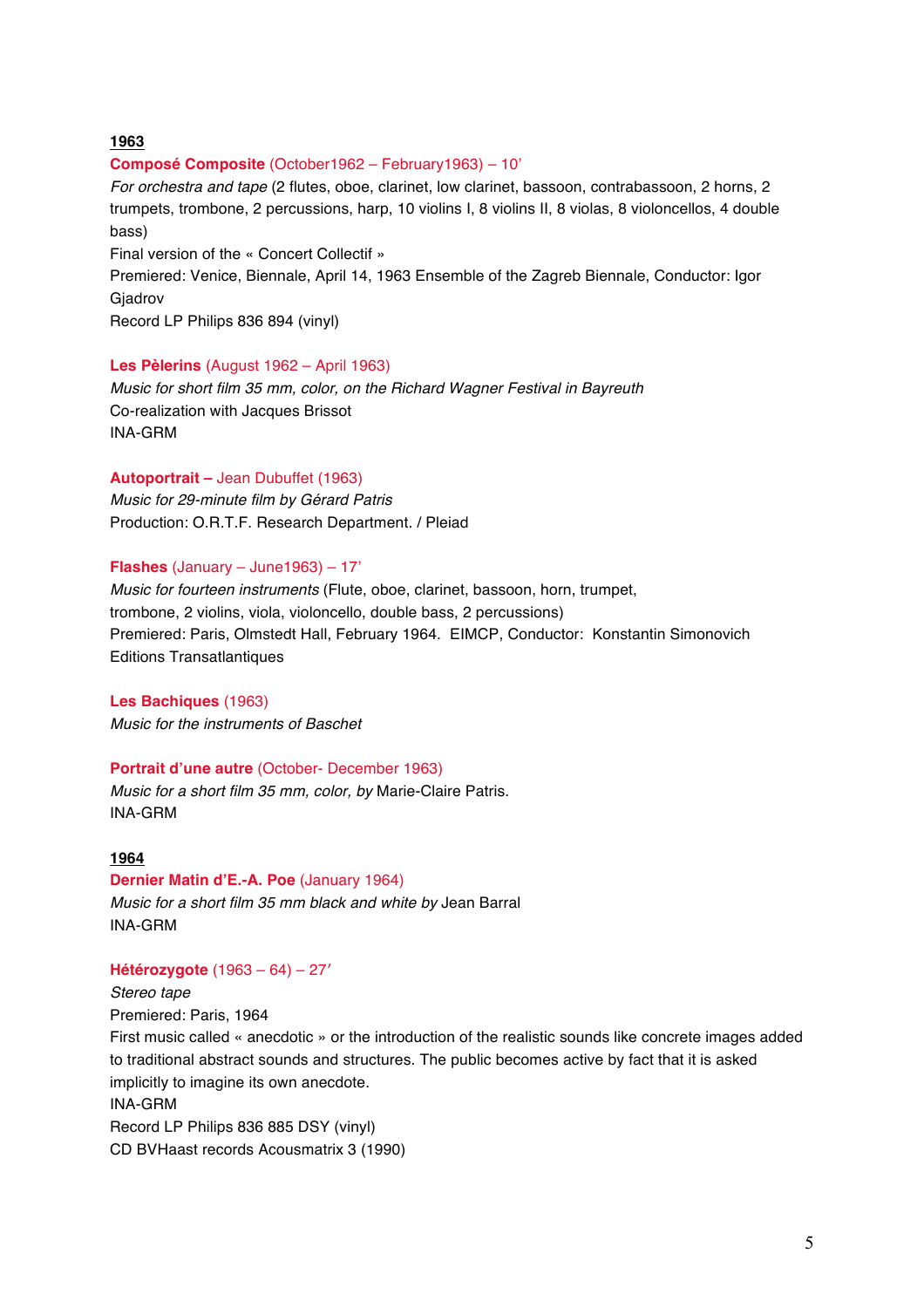**1963**

**Composé Composite** (October1962 – February1963) – 10'

*For orchestra and tape* (2 flutes, oboe, clarinet, low clarinet, bassoon, contrabassoon, 2 horns, 2 trumpets, trombone, 2 percussions, harp, 10 violins I, 8 violins II, 8 violas, 8 violoncellos, 4 double bass)

Final version of the « Concert Collectif »

Premiered: Venice, Biennale, April 14, 1963 Ensemble of the Zagreb Biennale, Conductor: Igor Gjadrov

Record LP Philips 836 894 (vinyl)

**Les Pèlerins** (August 1962 – April 1963)

*Music for short film 35 mm, color, on the Richard Wagner Festival in Bayreuth*

Co-realization with Jacques Brissot

INA-GRM

**Autoportrait –** Jean Dubuffet (1963)

*Music for 29-minute film by Gérard Patris*

Production: O.R.T.F. Research Department. / Pleiad

**Flashes** (January – June1963) – 17'

*Music for fourteen instruments* (Flute, oboe, clarinet, bassoon, horn, trumpet, trombone, 2 violins, viola, violoncello, double bass, 2 percussions)

Premiered: Paris, Olmstedt Hall, February 1964. EIMCP, Conductor: Konstantin Simonovich

Editions Transatlantiques

**Les Bachiques** (1963)

*Music for the instruments of Baschet*

**Portrait d'une autre** (October- December 1963)

*Music for a short film 35 mm, color, by* Marie-Claire Patris.

INA-GRM

**1964**

**Dernier Matin d'E.-A. Poe** (January 1964)

*Music for a short film 35 mm black and white by* Jean Barral

INA-GRM

**Hétérozygote** (1963 – 64) – 27'

*Stereo tape*

Premiered: Paris, 1964

First music called « anecdotic » or the introduction of the realistic sounds like concrete images added to traditional abstract sounds and structures. The public becomes active by fact that it is asked implicitly to imagine its own anecdote.

INA-GRM

Record LP Philips 836 885 DSY (vinyl)

CD BVHaast records Acousmatrix 3 (1990)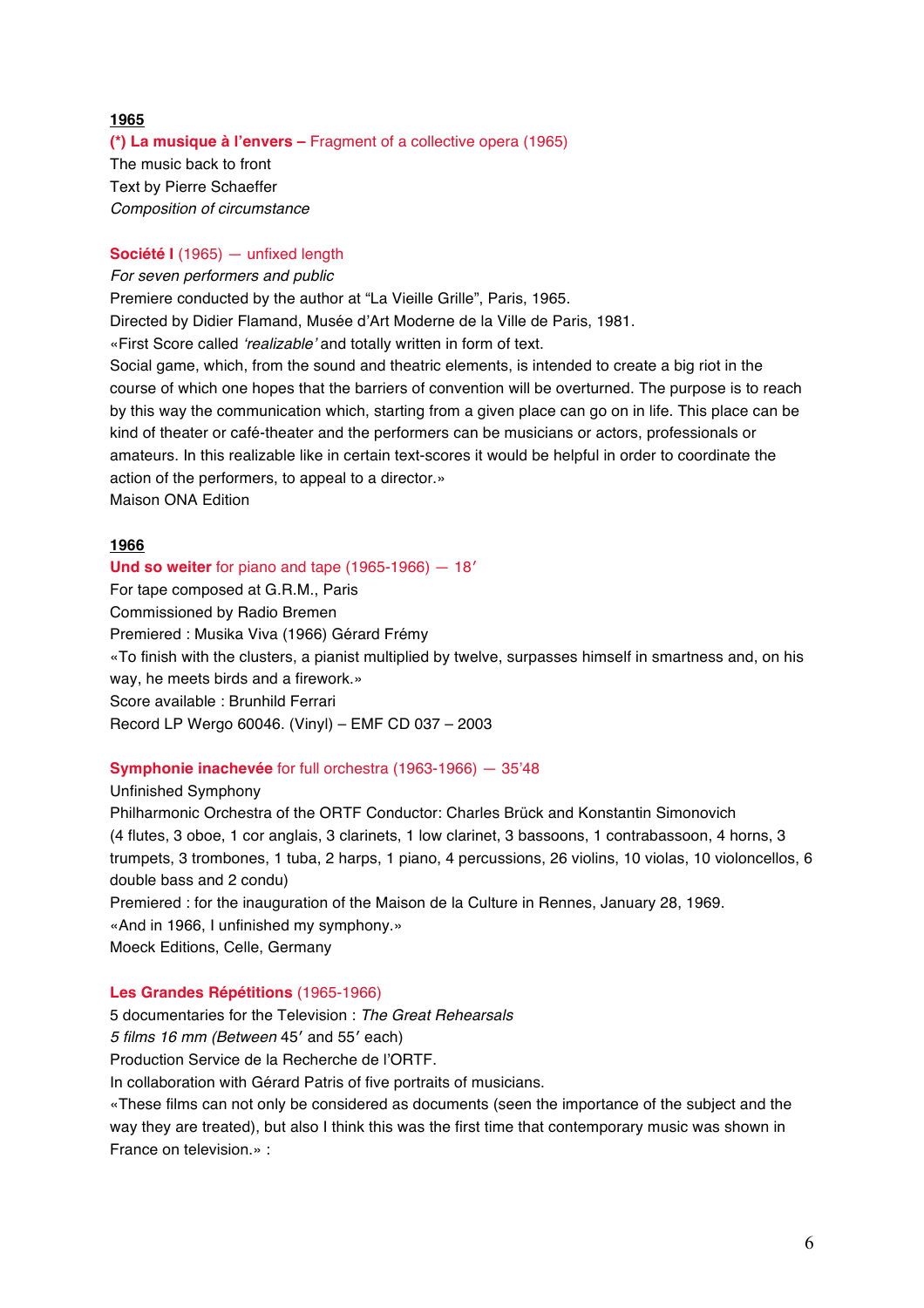**1965**

**(\*) La musique à l'envers –** Fragment of a collective opera (1965)
The music back to front
Text by Pierre Schaeffer
*Composition of circumstance*

**Société I** (1965) — unfixed length
*For seven performers and public*
Premiere conducted by the author at "La Vieille Grille", Paris, 1965.
Directed by Didier Flamand, Musée d'Art Moderne de la Ville de Paris, 1981.
«First Score called *'realizable'* and totally written in form of text.
Social game, which, from the sound and theatric elements, is intended to create a big riot in the course of which one hopes that the barriers of convention will be overturned. The purpose is to reach by this way the communication which, starting from a given place can go on in life. This place can be kind of theater or café-theater and the performers can be musicians or actors, professionals or amateurs. In this realizable like in certain text-scores it would be helpful in order to coordinate the action of the performers, to appeal to a director.»
Maison ONA Edition

**1966**

**Und so weiter** for piano and tape (1965-1966) — 18′
For tape composed at G.R.M., Paris
Commissioned by Radio Bremen
Premiered : Musika Viva (1966) Gérard Frémy
«To finish with the clusters, a pianist multiplied by twelve, surpasses himself in smartness and, on his way, he meets birds and a firework.»
Score available : Brunhild Ferrari
Record LP Wergo 60046. (Vinyl) – EMF CD 037 – 2003

**Symphonie inachevée** for full orchestra (1963-1966) — 35′48
Unfinished Symphony
Philharmonic Orchestra of the ORTF Conductor: Charles Brück and Konstantin Simonovich
(4 flutes, 3 oboe, 1 cor anglais, 3 clarinets, 1 low clarinet, 3 bassoons, 1 contrabassoon, 4 horns, 3 trumpets, 3 trombones, 1 tuba, 2 harps, 1 piano, 4 percussions, 26 violins, 10 violas, 10 violoncellos, 6 double bass and 2 condu)
Premiered : for the inauguration of the Maison de la Culture in Rennes, January 28, 1969.
«And in 1966, I unfinished my symphony.»
Moeck Editions, Celle, Germany

**Les Grandes Répétitions** (1965-1966)
5 documentaries for the Television : *The Great Rehearsals*
*5 films 16 mm (Between* 45′ and 55′ each)
Production Service de la Recherche de l'ORTF.
In collaboration with Gérard Patris of five portraits of musicians.
«These films can not only be considered as documents (seen the importance of the subject and the way they are treated), but also I think this was the first time that contemporary music was shown in France on television.» :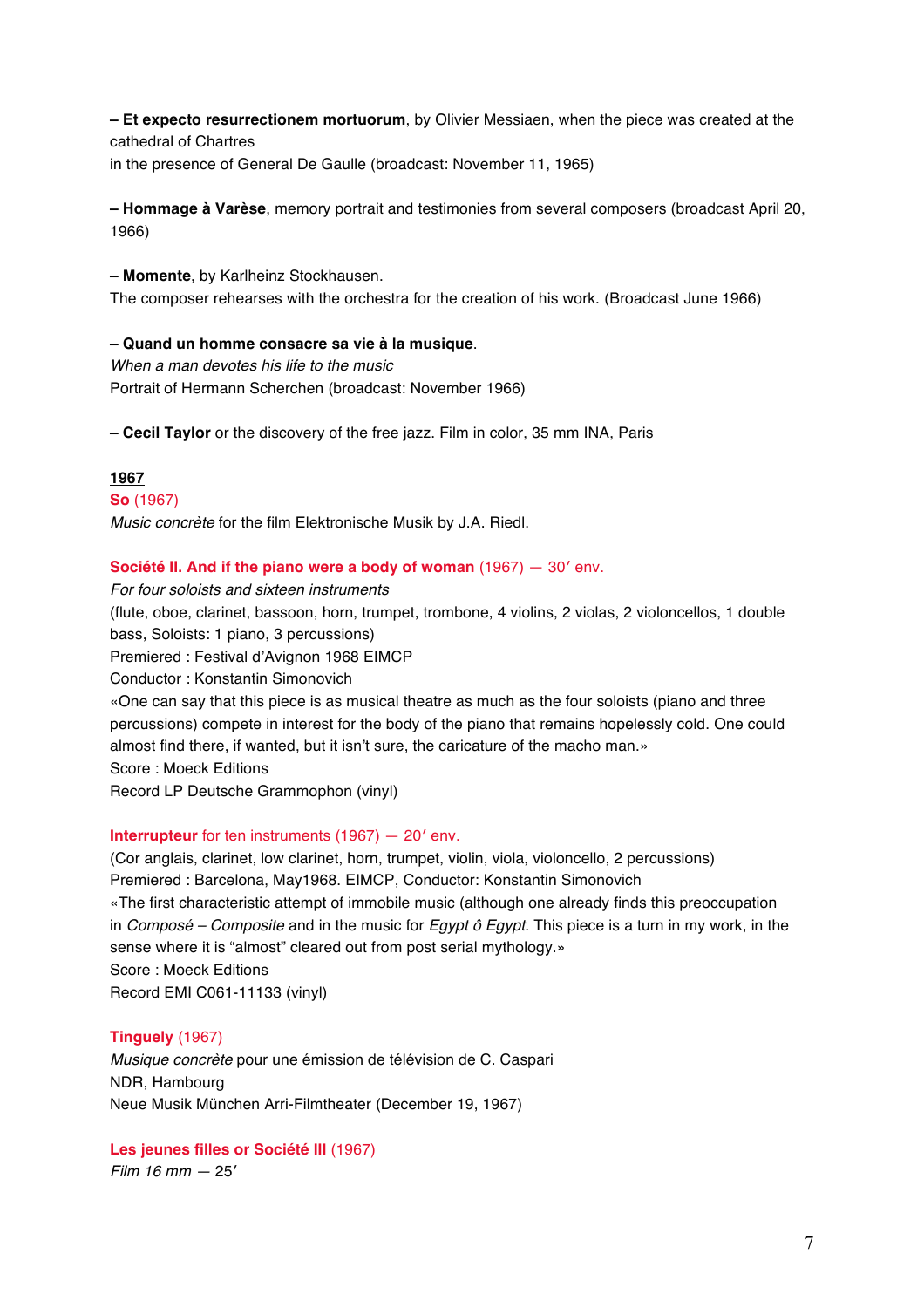– **Et expecto resurrectionem mortuorum**, by Olivier Messiaen, when the piece was created at the cathedral of Chartres
in the presence of General De Gaulle (broadcast: November 11, 1965)

– **Hommage à Varèse**, memory portrait and testimonies from several composers (broadcast April 20, 1966)

– **Momente**, by Karlheinz Stockhausen.
The composer rehearses with the orchestra for the creation of his work. (Broadcast June 1966)

– **Quand un homme consacre sa vie à la musique**.
*When a man devotes his life to the music*
Portrait of Hermann Scherchen (broadcast: November 1966)

– **Cecil Taylor** or the discovery of the free jazz. Film in color, 35 mm INA, Paris

**1967**

**So** (1967)
*Music concrète* for the film Elektronische Musik by J.A. Riedl.

**Société II. And if the piano were a body of woman** (1967) — 30′ env.
*For four soloists and sixteen instruments*
(flute, oboe, clarinet, bassoon, horn, trumpet, trombone, 4 violins, 2 violas, 2 violoncellos, 1 double bass, Soloists: 1 piano, 3 percussions)
Premiered : Festival d'Avignon 1968 EIMCP
Conductor : Konstantin Simonovich
«One can say that this piece is as musical theatre as much as the four soloists (piano and three percussions) compete in interest for the body of the piano that remains hopelessly cold. One could almost find there, if wanted, but it isn't sure, the caricature of the macho man.»
Score : Moeck Editions
Record LP Deutsche Grammophon (vinyl)

**Interrupteur** for ten instruments (1967) — 20′ env.
(Cor anglais, clarinet, low clarinet, horn, trumpet, violin, viola, violoncello, 2 percussions)
Premiered : Barcelona, May1968. EIMCP, Conductor: Konstantin Simonovich
«The first characteristic attempt of immobile music (although one already finds this preoccupation in *Composé – Composite* and in the music for *Egypt ô Egypt*. This piece is a turn in my work, in the sense where it is "almost" cleared out from post serial mythology.»
Score : Moeck Editions
Record EMI C061-11133 (vinyl)

**Tinguely** (1967)
*Musique concrète* pour une émission de télévision de C. Caspari
NDR, Hambourg
Neue Musik München Arri-Filmtheater (December 19, 1967)

**Les jeunes filles or Société III** (1967)
*Film 16 mm* — 25′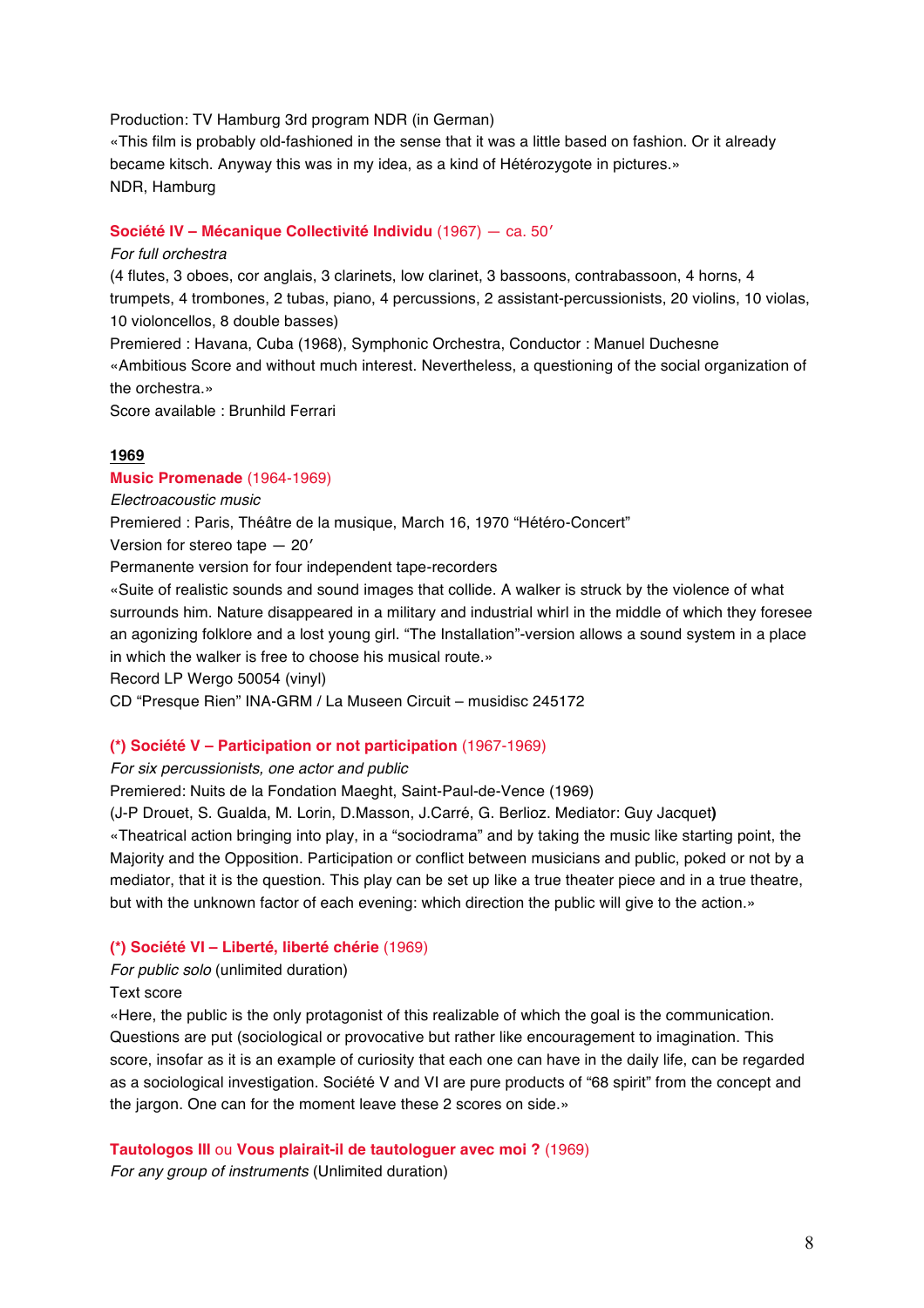Production: TV Hamburg 3rd program NDR (in German)
«This film is probably old-fashioned in the sense that it was a little based on fashion. Or it already became kitsch. Anyway this was in my idea, as a kind of Hétérozygote in pictures.»
NDR, Hamburg

**Société IV – Mécanique Collectivité Individu** (1967) — ca. 50′

*For full orchestra*

(4 flutes, 3 oboes, cor anglais, 3 clarinets, low clarinet, 3 bassoons, contrabassoon, 4 horns, 4 trumpets, 4 trombones, 2 tubas, piano, 4 percussions, 2 assistant-percussionists, 20 violins, 10 violas, 10 violoncellos, 8 double basses)
Premiered : Havana, Cuba (1968), Symphonic Orchestra, Conductor : Manuel Duchesne
«Ambitious Score and without much interest. Nevertheless, a questioning of the social organization of the orchestra.»
Score available : Brunhild Ferrari

## 1969

**Music Promenade** (1964-1969)

*Electroacoustic music*

Premiered : Paris, Théâtre de la musique, March 16, 1970 "Hétéro-Concert"
Version for stereo tape — 20′
Permanente version for four independent tape-recorders
«Suite of realistic sounds and sound images that collide. A walker is struck by the violence of what surrounds him. Nature disappeared in a military and industrial whirl in the middle of which they foresee an agonizing folklore and a lost young girl. "The Installation"-version allows a sound system in a place in which the walker is free to choose his musical route.»
Record LP Wergo 50054 (vinyl)
CD "Presque Rien" INA-GRM / La Museen Circuit – musidisc 245172

**(\*) Société V – Participation or not participation** (1967-1969)

*For six percussionists, one actor and public*

Premiered: Nuits de la Fondation Maeght, Saint-Paul-de-Vence (1969)
(J-P Drouet, S. Gualda, M. Lorin, D.Masson, J.Carré, G. Berlioz. Mediator: Guy Jacquet**)**
«Theatrical action bringing into play, in a "sociodrama" and by taking the music like starting point, the Majority and the Opposition. Participation or conflict between musicians and public, poked or not by a mediator, that it is the question. This play can be set up like a true theater piece and in a true theatre, but with the unknown factor of each evening: which direction the public will give to the action.»

**(\*) Société VI – Liberté, liberté chérie** (1969)

*For public solo* (unlimited duration)
Text score
«Here, the public is the only protagonist of this realizable of which the goal is the communication. Questions are put (sociological or provocative but rather like encouragement to imagination. This score, insofar as it is an example of curiosity that each one can have in the daily life, can be regarded as a sociological investigation. Société V and VI are pure products of "68 spirit" from the concept and the jargon. One can for the moment leave these 2 scores on side.»

**Tautologos III** ou **Vous plairait-il de tautologuer avec moi ?** (1969)

*For any group of instruments* (Unlimited duration)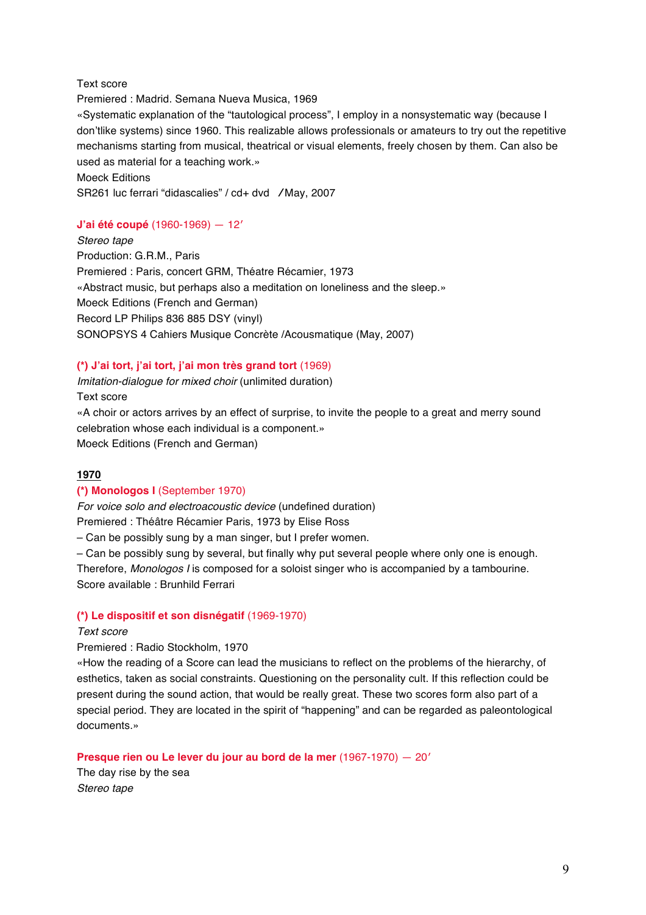Text score

Premiered : Madrid. Semana Nueva Musica, 1969

«Systematic explanation of the “tautological process”, I employ in a nonsystematic way (because I don’tlike systems) since 1960. This realizable allows professionals or amateurs to try out the repetitive mechanisms starting from musical, theatrical or visual elements, freely chosen by them. Can also be used as material for a teaching work.»

Moeck Editions

SR261 luc ferrari “didascalies” / cd+ dvd /May, 2007

**J’ai été coupé** (1960-1969) — 12′

*Stereo tape*

Production: G.R.M., Paris

Premiered : Paris, concert GRM, Théatre Récamier, 1973

«Abstract music, but perhaps also a meditation on loneliness and the sleep.»

Moeck Editions (French and German)

Record LP Philips 836 885 DSY (vinyl)

SONOPSYS 4 Cahiers Musique Concrète /Acousmatique (May, 2007)

**(*) J’ai tort, j’ai tort, j’ai mon très grand tort** (1969)

*Imitation-dialogue for mixed choir* (unlimited duration)

Text score

«A choir or actors arrives by an effect of surprise, to invite the people to a great and merry sound celebration whose each individual is a component.»

Moeck Editions (French and German)

## 1970

**(*) Monologos I** (September 1970)

*For voice solo and electroacoustic device* (undefined duration)

Premiered : Théâtre Récamier Paris, 1973 by Elise Ross

– Can be possibly sung by a man singer, but I prefer women.

– Can be possibly sung by several, but finally why put several people where only one is enough.

Therefore, *Monologos I* is composed for a soloist singer who is accompanied by a tambourine.

Score available : Brunhild Ferrari

**(*) Le dispositif et son disnégatif** (1969-1970)

*Text score*

Premiered : Radio Stockholm, 1970

«How the reading of a Score can lead the musicians to reflect on the problems of the hierarchy, of esthetics, taken as social constraints. Questioning on the personality cult. If this reflection could be present during the sound action, that would be really great. These two scores form also part of a special period. They are located in the spirit of “happening” and can be regarded as paleontological documents.»

**Presque rien ou Le lever du jour au bord de la mer** (1967-1970) — 20′

The day rise by the sea

*Stereo tape*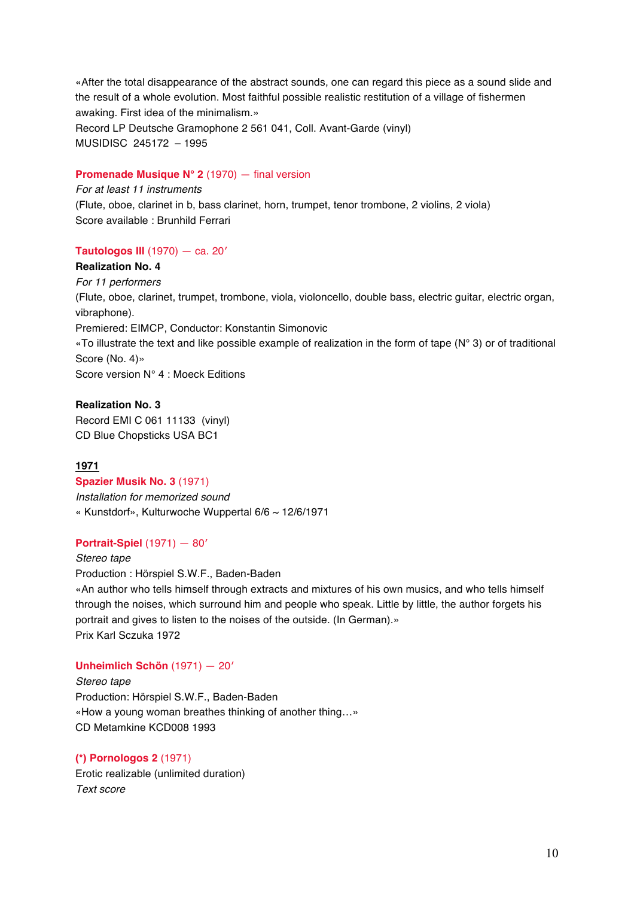«After the total disappearance of the abstract sounds, one can regard this piece as a sound slide and the result of a whole evolution. Most faithful possible realistic restitution of a village of fishermen awaking. First idea of the minimalism.»
Record LP Deutsche Gramophone 2 561 041, Coll. Avant-Garde (vinyl)
MUSIDISC 245172 – 1995

**Promenade Musique N° 2** (1970) — final version
*For at least 11 instruments*
(Flute, oboe, clarinet in b, bass clarinet, horn, trumpet, tenor trombone, 2 violins, 2 viola)
Score available : Brunhild Ferrari

**Tautologos III** (1970) — ca. 20′
**Realization No. 4**
*For 11 performers*
(Flute, oboe, clarinet, trumpet, trombone, viola, violoncello, double bass, electric guitar, electric organ, vibraphone).
Premiered: EIMCP, Conductor: Konstantin Simonovic
«To illustrate the text and like possible example of realization in the form of tape (N° 3) or of traditional Score (No. 4)»
Score version N° 4 : Moeck Editions

**Realization No. 3**
Record EMI C 061 11133 (vinyl)
CD Blue Chopsticks USA BC1

**1971**

**Spazier Musik No. 3** (1971)
*Installation for memorized sound*
« Kunstdorf», Kulturwoche Wuppertal 6/6 ~ 12/6/1971

**Portrait-Spiel** (1971) — 80′
*Stereo tape*
Production : Hörspiel S.W.F., Baden-Baden
«An author who tells himself through extracts and mixtures of his own musics, and who tells himself through the noises, which surround him and people who speak. Little by little, the author forgets his portrait and gives to listen to the noises of the outside. (In German).»
Prix Karl Sczuka 1972

**Unheimlich Schön** (1971) — 20′
*Stereo tape*
Production: Hörspiel S.W.F., Baden-Baden
«How a young woman breathes thinking of another thing…»
CD Metamkine KCD008 1993

**(*) Pornologos 2** (1971)
Erotic realizable (unlimited duration)
*Text score*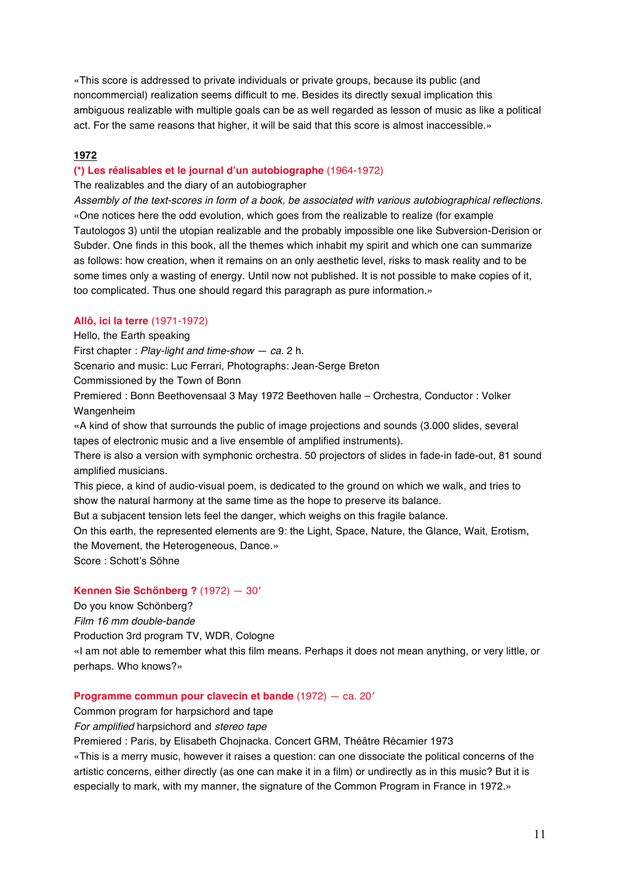«This score is addressed to private individuals or private groups, because its public (and noncommercial) realization seems difficult to me. Besides its directly sexual implication this ambiguous realizable with multiple goals can be as well regarded as lesson of music as like a political act. For the same reasons that higher, it will be said that this score is almost inaccessible.»

## 1972

### (*) Les réalisables et le journal d'un autobiographe (1964-1972)

The realizables and the diary of an autobiographer

*Assembly of the text-scores in form of a book, be associated with various autobiographical reflections.*

«One notices here the odd evolution, which goes from the realizable to realize (for example Tautologos 3) until the utopian realizable and the probably impossible one like Subversion-Derision or Subder. One finds in this book, all the themes which inhabit my spirit and which one can summarize as follows: how creation, when it remains on an only aesthetic level, risks to mask reality and to be some times only a wasting of energy. Until now not published. It is not possible to make copies of it, too complicated. Thus one should regard this paragraph as pure information.»

### Allô, ici la terre (1971-1972)

Hello, the Earth speaking

First chapter : *Play-light and time-show — ca.* 2 h.

Scenario and music: Luc Ferrari, Photographs: Jean-Serge Breton

Commissioned by the Town of Bonn

Premiered : Bonn Beethovensaal 3 May 1972 Beethoven halle – Orchestra, Conductor : Volker Wangenheim

«A kind of show that surrounds the public of image projections and sounds (3.000 slides, several tapes of electronic music and a live ensemble of amplified instruments).

There is also a version with symphonic orchestra. 50 projectors of slides in fade-in fade-out, 81 sound amplified musicians.

This piece, a kind of audio-visual poem, is dedicated to the ground on which we walk, and tries to show the natural harmony at the same time as the hope to preserve its balance.

But a subjacent tension lets feel the danger, which weighs on this fragile balance.

On this earth, the represented elements are 9: the Light, Space, Nature, the Glance, Wait, Erotism, the Movement, the Heterogeneous, Dance.»

Score : Schott's Söhne

### Kennen Sie Schönberg ? (1972) — 30′

Do you know Schönberg?

*Film 16 mm double-bande*

Production 3rd program TV, WDR, Cologne

«I am not able to remember what this film means. Perhaps it does not mean anything, or very little, or perhaps. Who knows?»

### Programme commun pour clavecin et bande (1972) — ca. 20′

Common program for harpsichord and tape

*For amplified* harpsichord and *stereo tape*

Premiered : Paris, by Elisabeth Chojnacka. Concert GRM, Théâtre Récamier 1973

«This is a merry music, however it raises a question: can one dissociate the political concerns of the artistic concerns, either directly (as one can make it in a film) or undirectly as in this music? But it is especially to mark, with my manner, the signature of the Common Program in France in 1972.»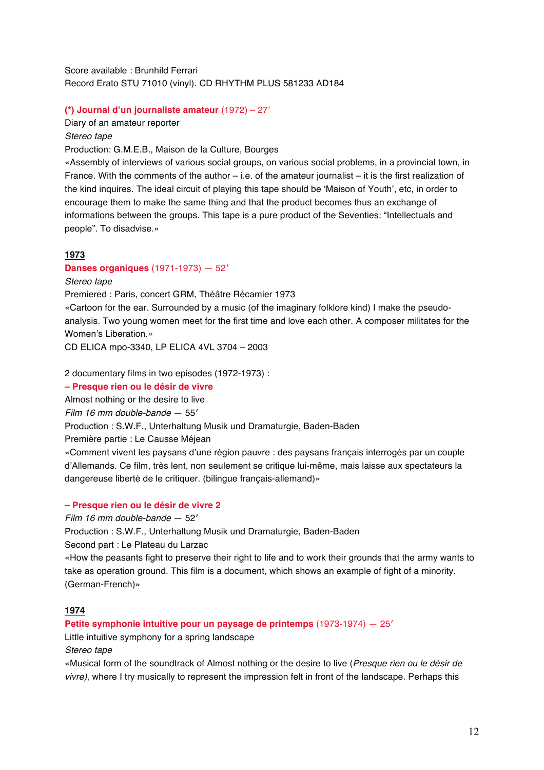Score available : Brunhild Ferrari
Record Erato STU 71010 (vinyl). CD RHYTHM PLUS 581233 AD184

**(*) Journal d'un journaliste amateur** (1972) – 27'
Diary of an amateur reporter
*Stereo tape*
Production: G.M.E.B., Maison de la Culture, Bourges
«Assembly of interviews of various social groups, on various social problems, in a provincial town, in France. With the comments of the author – i.e. of the amateur journalist – it is the first realization of the kind inquires. The ideal circuit of playing this tape should be 'Maison of Youth', etc, in order to encourage them to make the same thing and that the product becomes thus an exchange of informations between the groups. This tape is a pure product of the Seventies: "Intellectuals and people". To disadvise.»

## 1973

**Danses organiques** (1971-1973) — 52′
*Stereo tape*
Premiered : Paris, concert GRM, Théâtre Récamier 1973
«Cartoon for the ear. Surrounded by a music (of the imaginary folklore kind) I make the pseudo-analysis. Two young women meet for the first time and love each other. A composer militates for the Women's Liberation.»
CD ELICA mpo-3340, LP ELICA 4VL 3704 – 2003

2 documentary films in two episodes (1972-1973) :

**– Presque rien ou le désir de vivre**
Almost nothing or the desire to live
*Film 16 mm double-bande* — 55′
Production : S.W.F., Unterhaltung Musik und Dramaturgie, Baden-Baden
Première partie : Le Causse Méjean
«Comment vivent les paysans d'une région pauvre : des paysans français interrogés par un couple d'Allemands. Ce film, très lent, non seulement se critique lui-même, mais laisse aux spectateurs la dangereuse liberté de le critiquer. (bilingue français-allemand)»

**– Presque rien ou le désir de vivre 2**
*Film 16 mm double-bande* — 52′
Production : S.W.F., Unterhaltung Musik und Dramaturgie, Baden-Baden
Second part : Le Plateau du Larzac
«How the peasants fight to preserve their right to life and to work their grounds that the army wants to take as operation ground. This film is a document, which shows an example of fight of a minority. (German-French)»

## 1974

**Petite symphonie intuitive pour un paysage de printemps** (1973-1974) — 25′
Little intuitive symphony for a spring landscape
*Stereo tape*
«Musical form of the soundtrack of Almost nothing or the desire to live (*Presque rien ou le désir de vivre)*, where I try musically to represent the impression felt in front of the landscape. Perhaps this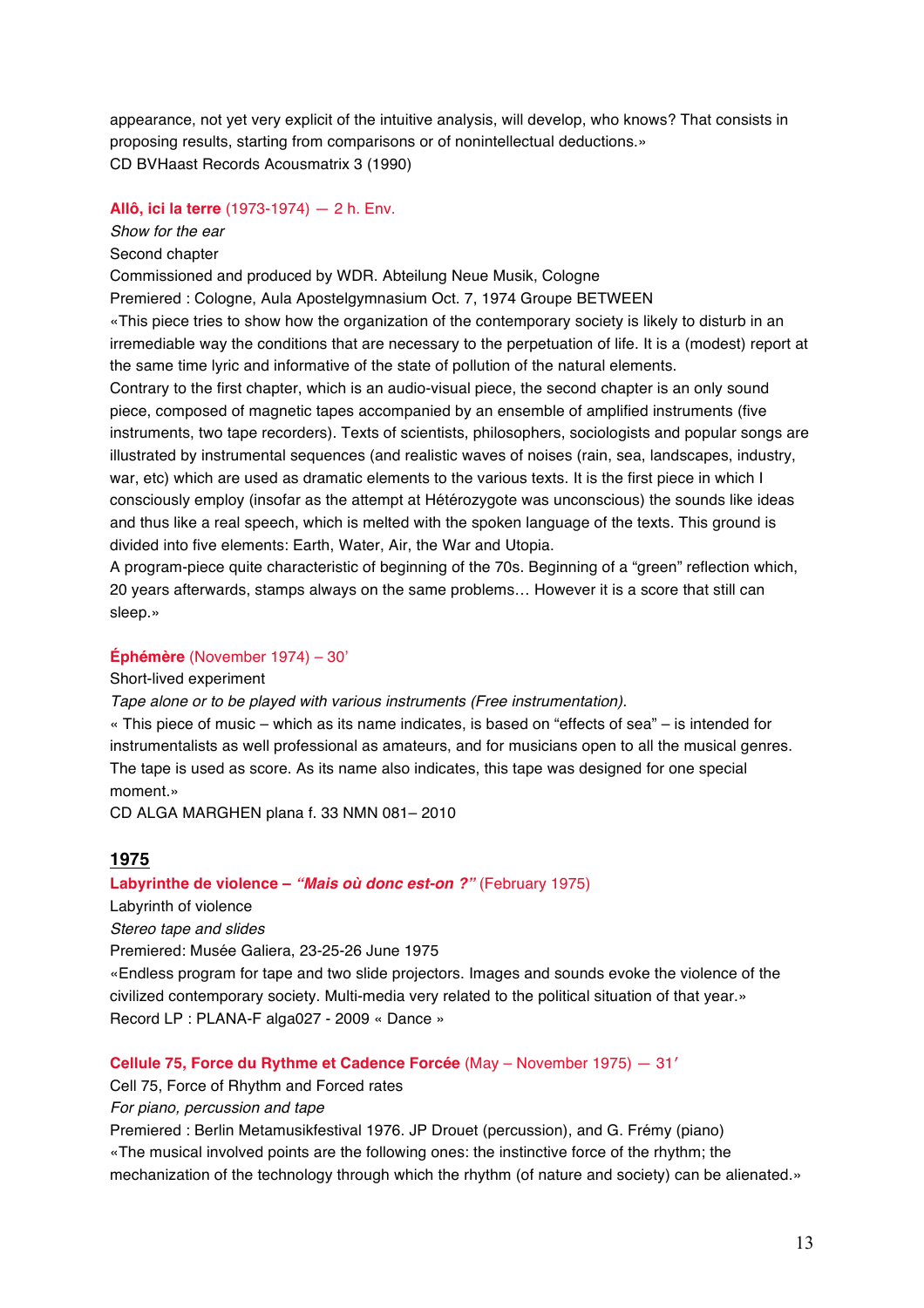appearance, not yet very explicit of the intuitive analysis, will develop, who knows? That consists in proposing results, starting from comparisons or of nonintellectual deductions.»
CD BVHaast Records Acousmatrix 3 (1990)

**Allô, ici la terre** (1973-1974) — 2 h. Env.
*Show for the ear*
Second chapter
Commissioned and produced by WDR. Abteilung Neue Musik, Cologne
Premiered : Cologne, Aula Apostelgymnasium Oct. 7, 1974 Groupe BETWEEN
«This piece tries to show how the organization of the contemporary society is likely to disturb in an irremediable way the conditions that are necessary to the perpetuation of life. It is a (modest) report at the same time lyric and informative of the state of pollution of the natural elements.
Contrary to the first chapter, which is an audio-visual piece, the second chapter is an only sound piece, composed of magnetic tapes accompanied by an ensemble of amplified instruments (five instruments, two tape recorders). Texts of scientists, philosophers, sociologists and popular songs are illustrated by instrumental sequences (and realistic waves of noises (rain, sea, landscapes, industry, war, etc) which are used as dramatic elements to the various texts. It is the first piece in which I consciously employ (insofar as the attempt at Hétérozygote was unconscious) the sounds like ideas and thus like a real speech, which is melted with the spoken language of the texts. This ground is divided into five elements: Earth, Water, Air, the War and Utopia.
A program-piece quite characteristic of beginning of the 70s. Beginning of a "green" reflection which, 20 years afterwards, stamps always on the same problems… However it is a score that still can sleep.»

**Éphémère** (November 1974) – 30'
Short-lived experiment
*Tape alone or to be played with various instruments (Free instrumentation).*
« This piece of music – which as its name indicates, is based on "effects of sea" – is intended for instrumentalists as well professional as amateurs, and for musicians open to all the musical genres. The tape is used as score. As its name also indicates, this tape was designed for one special moment.»
CD ALGA MARGHEN plana f. 33 NMN 081– 2010

## 1975

**Labyrinthe de violence – *"Mais où donc est-on ?"*** (February 1975)
Labyrinth of violence
*Stereo tape and slides*
Premiered: Musée Galiera, 23-25-26 June 1975
«Endless program for tape and two slide projectors. Images and sounds evoke the violence of the civilized contemporary society. Multi-media very related to the political situation of that year.»
Record LP : PLANA-F alga027 - 2009 « Dance »

**Cellule 75, Force du Rythme et Cadence Forcée** (May – November 1975) — 31′
Cell 75, Force of Rhythm and Forced rates
*For piano, percussion and tape*
Premiered : Berlin Metamusikfestival 1976. JP Drouet (percussion), and G. Frémy (piano)
«The musical involved points are the following ones: the instinctive force of the rhythm; the mechanization of the technology through which the rhythm (of nature and society) can be alienated.»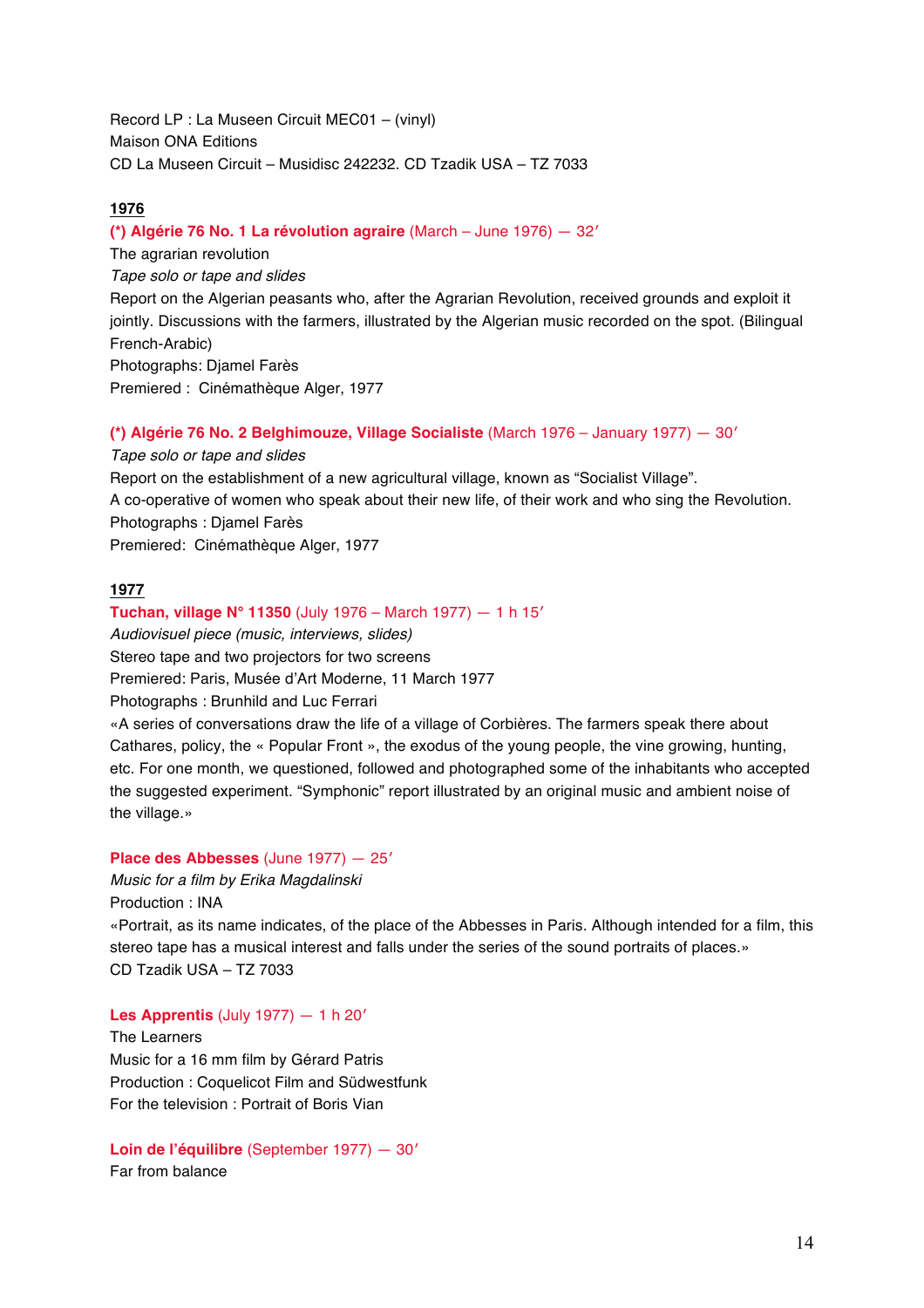Record LP : La Museen Circuit MEC01 – (vinyl)
Maison ONA Editions
CD La Museen Circuit – Musidisc 242232. CD Tzadik USA – TZ 7033

**1976**

**(*) Algérie 76 No. 1 La révolution agraire** (March – June 1976) — 32′
The agrarian revolution
*Tape solo or tape and slides*
Report on the Algerian peasants who, after the Agrarian Revolution, received grounds and exploit it jointly. Discussions with the farmers, illustrated by the Algerian music recorded on the spot. (Bilingual French-Arabic)
Photographs: Djamel Farès
Premiered : Cinémathèque Alger, 1977

**(*) Algérie 76 No. 2 Belghimouze, Village Socialiste** (March 1976 – January 1977) — 30′
*Tape solo or tape and slides*
Report on the establishment of a new agricultural village, known as "Socialist Village".
A co-operative of women who speak about their new life, of their work and who sing the Revolution.
Photographs : Djamel Farès
Premiered: Cinémathèque Alger, 1977

**1977**

**Tuchan, village N° 11350** (July 1976 – March 1977) — 1 h 15′
*Audiovisuel piece (music, interviews, slides)*
Stereo tape and two projectors for two screens
Premiered: Paris, Musée d'Art Moderne, 11 March 1977
Photographs : Brunhild and Luc Ferrari
«A series of conversations draw the life of a village of Corbières. The farmers speak there about Cathares, policy, the « Popular Front », the exodus of the young people, the vine growing, hunting, etc. For one month, we questioned, followed and photographed some of the inhabitants who accepted the suggested experiment. "Symphonic" report illustrated by an original music and ambient noise of the village.»

**Place des Abbesses** (June 1977) — 25′
*Music for a film by Erika Magdalinski*
Production : INA
«Portrait, as its name indicates, of the place of the Abbesses in Paris. Although intended for a film, this stereo tape has a musical interest and falls under the series of the sound portraits of places.»
CD Tzadik USA – TZ 7033

**Les Apprentis** (July 1977) — 1 h 20′
The Learners
Music for a 16 mm film by Gérard Patris
Production : Coquelicot Film and Südwestfunk
For the television : Portrait of Boris Vian

**Loin de l'équilibre** (September 1977) — 30′
Far from balance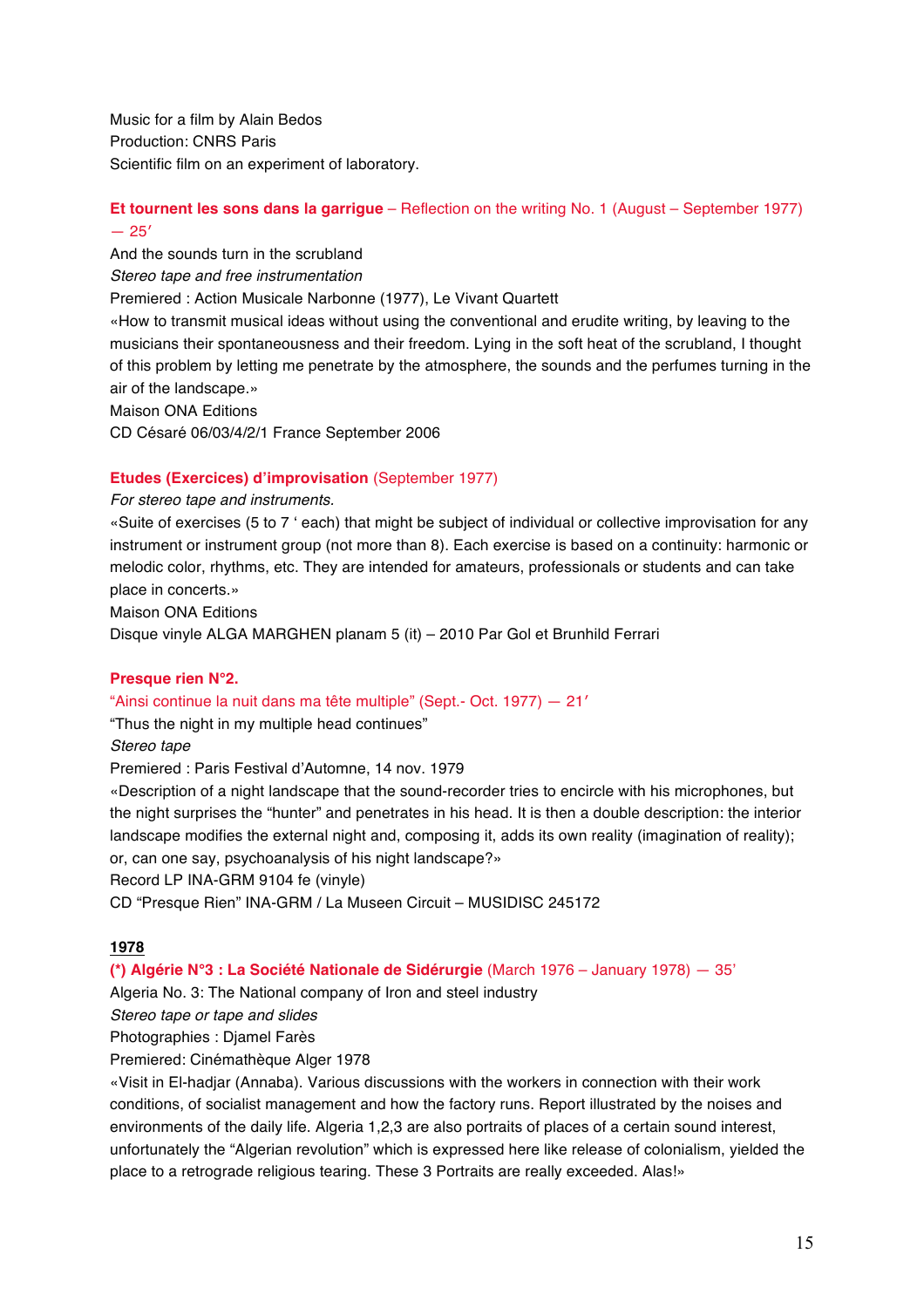Music for a film by Alain Bedos
Production: CNRS Paris
Scientific film on an experiment of laboratory.

**Et tournent les sons dans la garrigue** – Reflection on the writing No. 1 (August – September 1977) — 25′

And the sounds turn in the scrubland
*Stereo tape and free instrumentation*
Premiered : Action Musicale Narbonne (1977), Le Vivant Quartett
«How to transmit musical ideas without using the conventional and erudite writing, by leaving to the musicians their spontaneousness and their freedom. Lying in the soft heat of the scrubland, I thought of this problem by letting me penetrate by the atmosphere, the sounds and the perfumes turning in the air of the landscape.»
Maison ONA Editions
CD Césaré 06/03/4/2/1 France September 2006

**Etudes (Exercices) d'improvisation** (September 1977)

*For stereo tape and instruments.*
«Suite of exercises (5 to 7 ' each) that might be subject of individual or collective improvisation for any instrument or instrument group (not more than 8). Each exercise is based on a continuity: harmonic or melodic color, rhythms, etc. They are intended for amateurs, professionals or students and can take place in concerts.»
Maison ONA Editions
Disque vinyle ALGA MARGHEN planam 5 (it) – 2010 Par Gol et Brunhild Ferrari

**Presque rien N°2.**

"Ainsi continue la nuit dans ma tête multiple" (Sept.- Oct. 1977) — 21′

"Thus the night in my multiple head continues"
*Stereo tape*
Premiered : Paris Festival d'Automne, 14 nov. 1979
«Description of a night landscape that the sound-recorder tries to encircle with his microphones, but the night surprises the "hunter" and penetrates in his head. It is then a double description: the interior landscape modifies the external night and, composing it, adds its own reality (imagination of reality); or, can one say, psychoanalysis of his night landscape?»
Record LP INA-GRM 9104 fe (vinyle)
CD "Presque Rien" INA-GRM / La Museen Circuit – MUSIDISC 245172

## 1978

**(\*) Algérie N°3 : La Société Nationale de Sidérurgie** (March 1976 – January 1978) — 35′

Algeria No. 3: The National company of Iron and steel industry
*Stereo tape or tape and slides*
Photographies : Djamel Farès
Premiered: Cinémathèque Alger 1978
«Visit in El-hadjar (Annaba). Various discussions with the workers in connection with their work conditions, of socialist management and how the factory runs. Report illustrated by the noises and environments of the daily life. Algeria 1,2,3 are also portraits of places of a certain sound interest, unfortunately the "Algerian revolution" which is expressed here like release of colonialism, yielded the place to a retrograde religious tearing. These 3 Portraits are really exceeded. Alas!»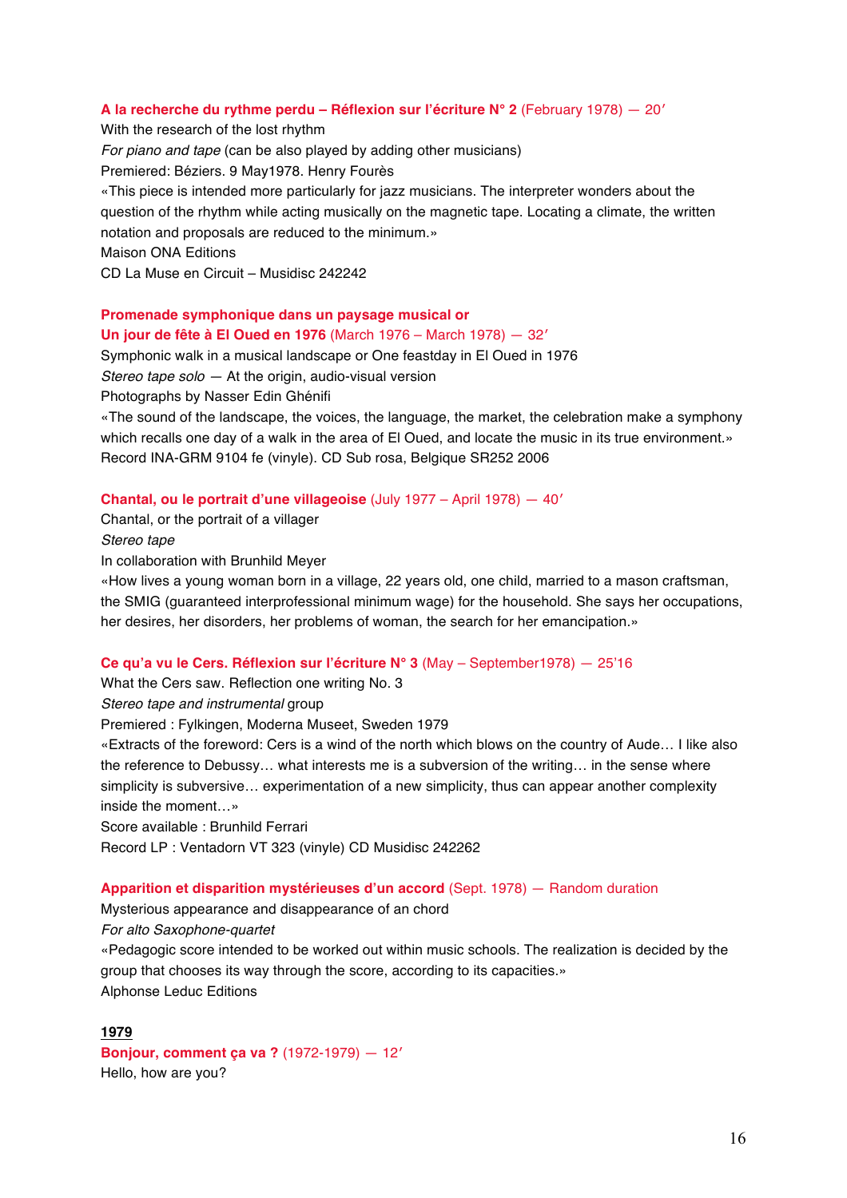**A la recherche du rythme perdu – Réflexion sur l'écriture N° 2** (February 1978) — 20′
With the research of the lost rhythm
*For piano and tape* (can be also played by adding other musicians)
Premiered: Béziers. 9 May1978. Henry Fourès
«This piece is intended more particularly for jazz musicians. The interpreter wonders about the question of the rhythm while acting musically on the magnetic tape. Locating a climate, the written notation and proposals are reduced to the minimum.»
Maison ONA Editions
CD La Muse en Circuit – Musidisc 242242

**Promenade symphonique dans un paysage musical or**
**Un jour de fête à El Oued en 1976** (March 1976 – March 1978) — 32′
Symphonic walk in a musical landscape or One feastday in El Oued in 1976
*Stereo tape solo* — At the origin, audio-visual version
Photographs by Nasser Edin Ghénifi
«The sound of the landscape, the voices, the language, the market, the celebration make a symphony which recalls one day of a walk in the area of El Oued, and locate the music in its true environment.»
Record INA-GRM 9104 fe (vinyle). CD Sub rosa, Belgique SR252 2006

**Chantal, ou le portrait d'une villageoise** (July 1977 – April 1978) — 40′
Chantal, or the portrait of a villager
*Stereo tape*
In collaboration with Brunhild Meyer
«How lives a young woman born in a village, 22 years old, one child, married to a mason craftsman, the SMIG (guaranteed interprofessional minimum wage) for the household. She says her occupations, her desires, her disorders, her problems of woman, the search for her emancipation.»

**Ce qu'a vu le Cers. Réflexion sur l'écriture N° 3** (May – September1978) — 25'16
What the Cers saw. Reflection one writing No. 3
*Stereo tape and instrumental* group
Premiered : Fylkingen, Moderna Museet, Sweden 1979
«Extracts of the foreword: Cers is a wind of the north which blows on the country of Aude… I like also the reference to Debussy… what interests me is a subversion of the writing… in the sense where simplicity is subversive… experimentation of a new simplicity, thus can appear another complexity inside the moment…»
Score available : Brunhild Ferrari
Record LP : Ventadorn VT 323 (vinyle) CD Musidisc 242262

**Apparition et disparition mystérieuses d'un accord** (Sept. 1978) — Random duration
Mysterious appearance and disappearance of an chord
*For alto Saxophone-quartet*
«Pedagogic score intended to be worked out within music schools. The realization is decided by the group that chooses its way through the score, according to its capacities.»
Alphonse Leduc Editions

## 1979

**Bonjour, comment ça va ?** (1972-1979) — 12′
Hello, how are you?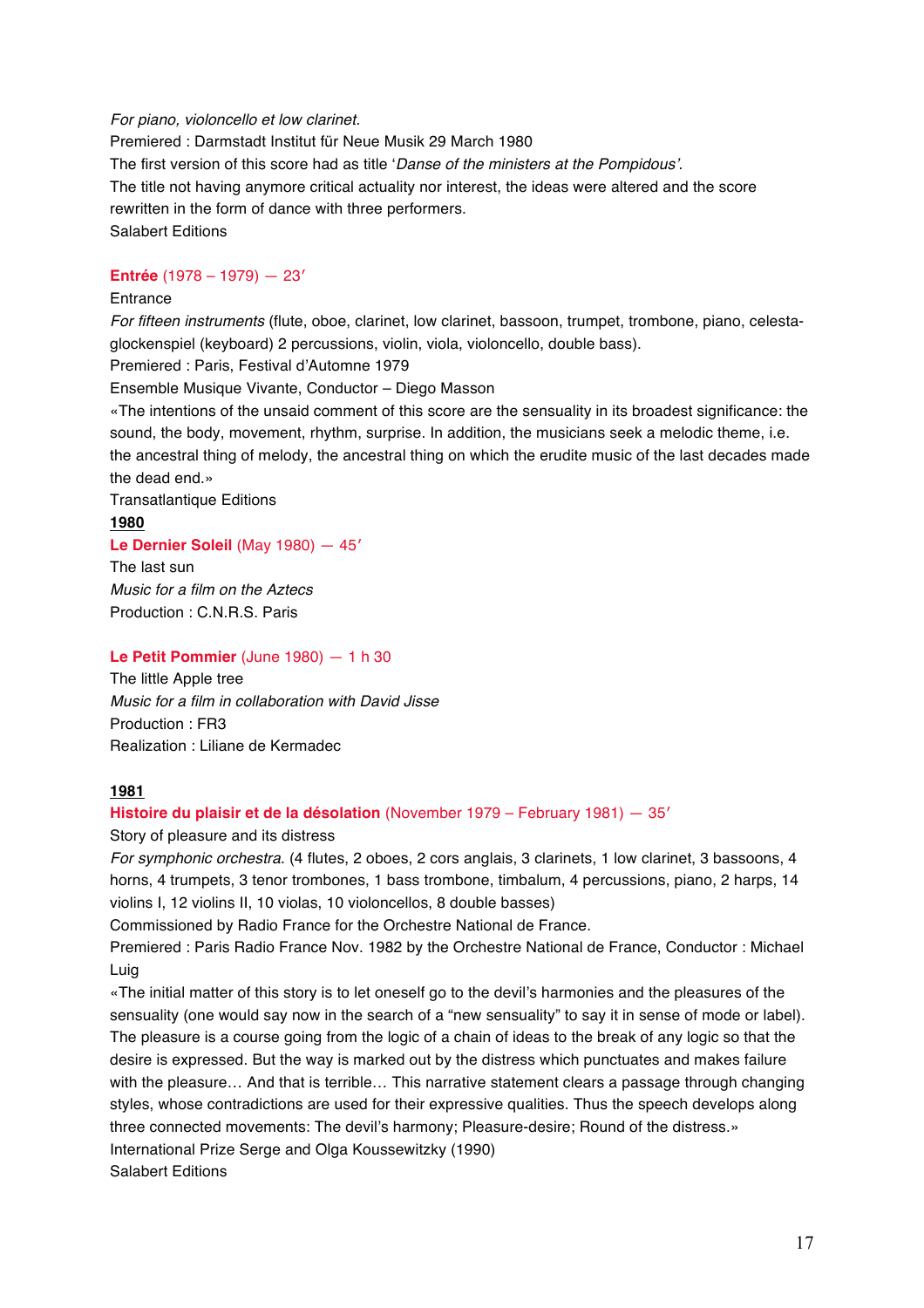*For piano, violoncello et low clarinet.*
Premiered : Darmstadt Institut für Neue Musik 29 March 1980
The first version of this score had as title '*Danse of the ministers at the Pompidous'.*
The title not having anymore critical actuality nor interest, the ideas were altered and the score rewritten in the form of dance with three performers.
Salabert Editions

**Entrée** (1978 – 1979) — 23′
Entrance
*For fifteen instruments* (flute, oboe, clarinet, low clarinet, bassoon, trumpet, trombone, piano, celesta-glockenspiel (keyboard) 2 percussions, violin, viola, violoncello, double bass).
Premiered : Paris, Festival d'Automne 1979
Ensemble Musique Vivante, Conductor – Diego Masson
«The intentions of the unsaid comment of this score are the sensuality in its broadest significance: the sound, the body, movement, rhythm, surprise. In addition, the musicians seek a melodic theme, i.e. the ancestral thing of melody, the ancestral thing on which the erudite music of the last decades made the dead end.»
Transatlantique Editions

**1980**

**Le Dernier Soleil** (May 1980) — 45′
The last sun
*Music for a film on the Aztecs*
Production : C.N.R.S. Paris

**Le Petit Pommier** (June 1980) — 1 h 30
The little Apple tree
*Music for a film in collaboration with David Jisse*
Production : FR3
Realization : Liliane de Kermadec

**1981**

**Histoire du plaisir et de la désolation** (November 1979 – February 1981) — 35′
Story of pleasure and its distress
*For symphonic orchestra*. (4 flutes, 2 oboes, 2 cors anglais, 3 clarinets, 1 low clarinet, 3 bassoons, 4 horns, 4 trumpets, 3 tenor trombones, 1 bass trombone, timbalum, 4 percussions, piano, 2 harps, 14 violins I, 12 violins II, 10 violas, 10 violoncellos, 8 double basses)
Commissioned by Radio France for the Orchestre National de France.
Premiered : Paris Radio France Nov. 1982 by the Orchestre National de France, Conductor : Michael Luig
«The initial matter of this story is to let oneself go to the devil's harmonies and the pleasures of the sensuality (one would say now in the search of a "new sensuality" to say it in sense of mode or label). The pleasure is a course going from the logic of a chain of ideas to the break of any logic so that the desire is expressed. But the way is marked out by the distress which punctuates and makes failure with the pleasure… And that is terrible… This narrative statement clears a passage through changing styles, whose contradictions are used for their expressive qualities. Thus the speech develops along three connected movements: The devil's harmony; Pleasure-desire; Round of the distress.»
International Prize Serge and Olga Koussewitzky (1990)
Salabert Editions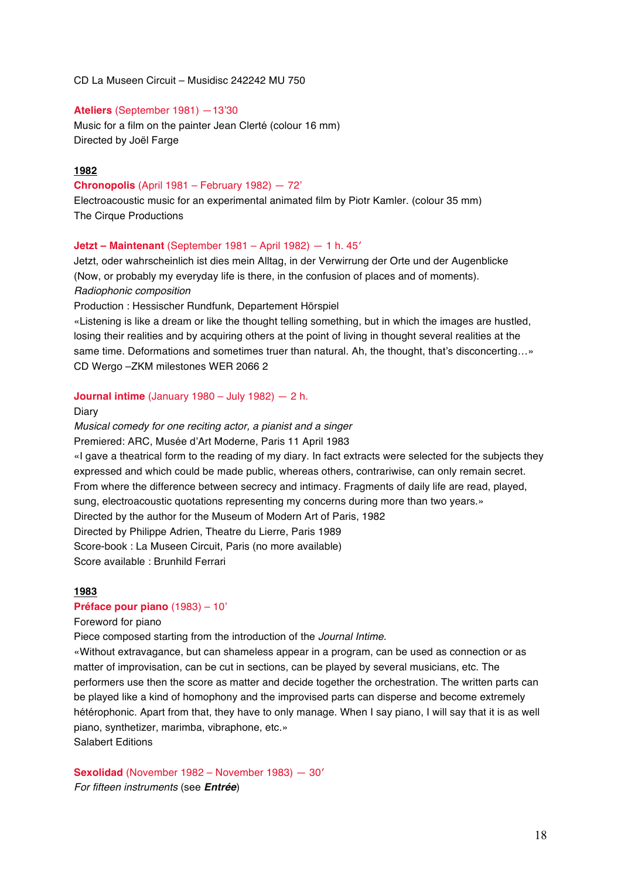CD La Museen Circuit – Musidisc 242242 MU 750

**Ateliers** (September 1981) — 13'30
Music for a film on the painter Jean Clerté (colour 16 mm)
Directed by Joël Farge

**1982**

**Chronopolis** (April 1981 – February 1982) — 72'
Electroacoustic music for an experimental animated film by Piotr Kamler. (colour 35 mm)
The Cirque Productions

**Jetzt – Maintenant** (September 1981 – April 1982) — 1 h. 45'
Jetzt, oder wahrscheinlich ist dies mein Alltag, in der Verwirrung der Orte und der Augenblicke (Now, or probably my everyday life is there, in the confusion of places and of moments).
*Radiophonic composition*
Production : Hessischer Rundfunk, Departement Hörspiel
«Listening is like a dream or like the thought telling something, but in which the images are hustled, losing their realities and by acquiring others at the point of living in thought several realities at the same time. Deformations and sometimes truer than natural. Ah, the thought, that's disconcerting…»
CD Wergo –ZKM milestones WER 2066 2

**Journal intime** (January 1980 – July 1982) — 2 h.
Diary
*Musical comedy for one reciting actor, a pianist and a singer*
Premiered: ARC, Musée d'Art Moderne, Paris 11 April 1983
«I gave a theatrical form to the reading of my diary. In fact extracts were selected for the subjects they expressed and which could be made public, whereas others, contrariwise, can only remain secret. From where the difference between secrecy and intimacy. Fragments of daily life are read, played, sung, electroacoustic quotations representing my concerns during more than two years.»
Directed by the author for the Museum of Modern Art of Paris, 1982
Directed by Philippe Adrien, Theatre du Lierre, Paris 1989
Score-book : La Museen Circuit, Paris (no more available)
Score available : Brunhild Ferrari

**1983**

**Préface pour piano** (1983) – 10'
Foreword for piano
Piece composed starting from the introduction of the *Journal Intime*.
«Without extravagance, but can shameless appear in a program, can be used as connection or as matter of improvisation, can be cut in sections, can be played by several musicians, etc. The performers use then the score as matter and decide together the orchestration. The written parts can be played like a kind of homophony and the improvised parts can disperse and become extremely hétérophonic. Apart from that, they have to only manage. When I say piano, I will say that it is as well piano, synthetizer, marimba, vibraphone, etc.»
Salabert Editions

**Sexolidad** (November 1982 – November 1983) — 30'
*For fifteen instruments* (see ***Entrée***)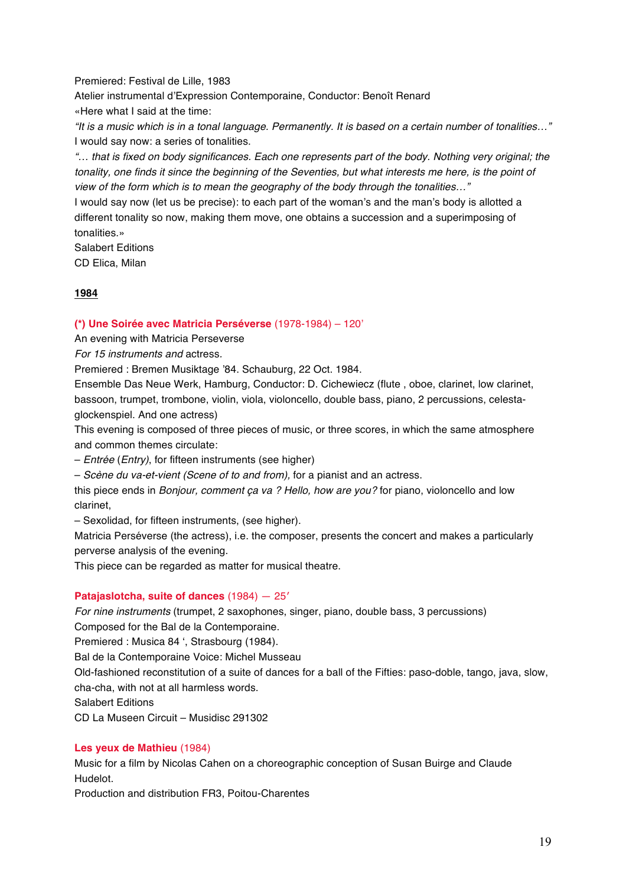Premiered: Festival de Lille, 1983

Atelier instrumental d'Expression Contemporaine, Conductor: Benoît Renard

«Here what I said at the time:

*"It is a music which is in a tonal language. Permanently. It is based on a certain number of tonalities…"*

I would say now: a series of tonalities.

*"… that is fixed on body significances. Each one represents part of the body. Nothing very original; the tonality, one finds it since the beginning of the Seventies, but what interests me here, is the point of view of the form which is to mean the geography of the body through the tonalities…"*

I would say now (let us be precise): to each part of the woman's and the man's body is allotted a different tonality so now, making them move, one obtains a succession and a superimposing of tonalities.»

Salabert Editions

CD Elica, Milan

## 1984

### (*) Une Soirée avec Matricia Perséverse (1978-1984) – 120'

An evening with Matricia Perseverse

*For 15 instruments and* actress.

Premiered : Bremen Musiktage '84. Schauburg, 22 Oct. 1984.

Ensemble Das Neue Werk, Hamburg, Conductor: D. Cichewiecz (flute , oboe, clarinet, low clarinet, bassoon, trumpet, trombone, violin, viola, violoncello, double bass, piano, 2 percussions, celesta-glockenspiel. And one actress)

This evening is composed of three pieces of music, or three scores, in which the same atmosphere and common themes circulate:

– *Entrée* (*Entry*), for fifteen instruments (see higher)

– *Scène du va-et-vient (Scene of to and from),* for a pianist and an actress.

this piece ends in *Bonjour, comment ça va ? Hello, how are you?* for piano, violoncello and low clarinet,

– Sexolidad, for fifteen instruments, (see higher).

Matricia Perséverse (the actress), i.e. the composer, presents the concert and makes a particularly perverse analysis of the evening.

This piece can be regarded as matter for musical theatre.

### Patajaslotcha, suite of dances (1984) — 25′

*For nine instruments* (trumpet, 2 saxophones, singer, piano, double bass, 3 percussions)

Composed for the Bal de la Contemporaine.

Premiered : Musica 84 ', Strasbourg (1984).

Bal de la Contemporaine Voice: Michel Musseau

Old-fashioned reconstitution of a suite of dances for a ball of the Fifties: paso-doble, tango, java, slow, cha-cha, with not at all harmless words.

Salabert Editions

CD La Museen Circuit – Musidisc 291302

### Les yeux de Mathieu (1984)

Music for a film by Nicolas Cahen on a choreographic conception of Susan Buirge and Claude Hudelot.

Production and distribution FR3, Poitou-Charentes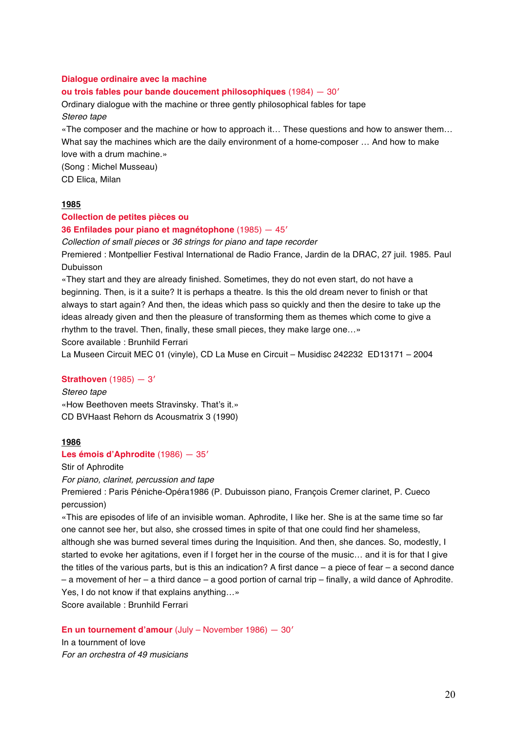**Dialogue ordinaire avec la machine**
**ou trois fables pour bande doucement philosophiques** (1984) — 30′
Ordinary dialogue with the machine or three gently philosophical fables for tape
*Stereo tape*
«The composer and the machine or how to approach it… These questions and how to answer them… What say the machines which are the daily environment of a home-composer … And how to make love with a drum machine.»
(Song : Michel Musseau)
CD Elica, Milan

**1985**

**Collection de petites pièces ou**
**36 Enfilades pour piano et magnétophone** (1985) — 45′
*Collection of small pieces* or *36 strings for piano and tape recorder*
Premiered : Montpellier Festival International de Radio France, Jardin de la DRAC, 27 juil. 1985. Paul Dubuisson
«They start and they are already finished. Sometimes, they do not even start, do not have a beginning. Then, is it a suite? It is perhaps a theatre. Is this the old dream never to finish or that always to start again? And then, the ideas which pass so quickly and then the desire to take up the ideas already given and then the pleasure of transforming them as themes which come to give a rhythm to the travel. Then, finally, these small pieces, they make large one…»
Score available : Brunhild Ferrari
La Museen Circuit MEC 01 (vinyle), CD La Muse en Circuit – Musidisc 242232  ED13171 – 2004

**Strathoven** (1985) — 3′
*Stereo tape*
«How Beethoven meets Stravinsky. That's it.»
CD BVHaast Rehorn ds Acousmatrix 3 (1990)

**1986**

**Les émois d'Aphrodite** (1986) — 35′
Stir of Aphrodite
*For piano, clarinet, percussion and tape*
Premiered : Paris Péniche-Opéra1986 (P. Dubuisson piano, François Cremer clarinet, P. Cueco percussion)
«This are episodes of life of an invisible woman. Aphrodite, I like her. She is at the same time so far one cannot see her, but also, she crossed times in spite of that one could find her shameless, although she was burned several times during the Inquisition. And then, she dances. So, modestly, I started to evoke her agitations, even if I forget her in the course of the music… and it is for that I give the titles of the various parts, but is this an indication? A first dance – a piece of fear – a second dance – a movement of her – a third dance – a good portion of carnal trip – finally, a wild dance of Aphrodite. Yes, I do not know if that explains anything…»
Score available : Brunhild Ferrari

**En un tournement d'amour** (July – November 1986) — 30′
In a tournment of love
*For an orchestra of 49 musicians*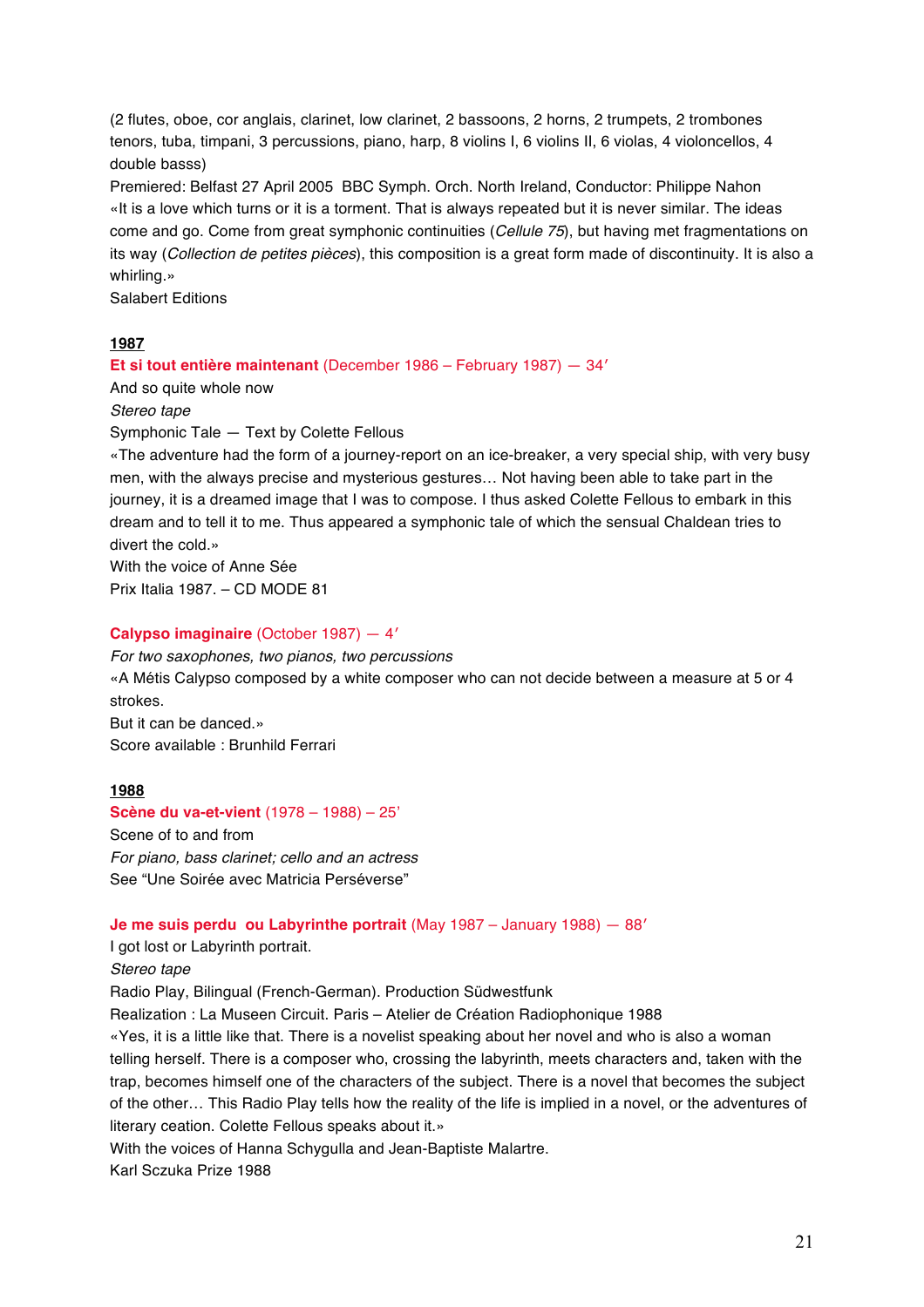(2 flutes, oboe, cor anglais, clarinet, low clarinet, 2 bassoons, 2 horns, 2 trumpets, 2 trombones tenors, tuba, timpani, 3 percussions, piano, harp, 8 violins I, 6 violins II, 6 violas, 4 violoncellos, 4 double basss)
Premiered: Belfast 27 April 2005 BBC Symph. Orch. North Ireland, Conductor: Philippe Nahon
«It is a love which turns or it is a torment. That is always repeated but it is never similar. The ideas come and go. Come from great symphonic continuities (*Cellule 75*), but having met fragmentations on its way (*Collection de petites pièces*), this composition is a great form made of discontinuity. It is also a whirling.»
Salabert Editions

**1987**

**Et si tout entière maintenant** (December 1986 – February 1987) — 34′
And so quite whole now
*Stereo tape*
Symphonic Tale — Text by Colette Fellous
«The adventure had the form of a journey-report on an ice-breaker, a very special ship, with very busy men, with the always precise and mysterious gestures… Not having been able to take part in the journey, it is a dreamed image that I was to compose. I thus asked Colette Fellous to embark in this dream and to tell it to me. Thus appeared a symphonic tale of which the sensual Chaldean tries to divert the cold.»
With the voice of Anne Sée
Prix Italia 1987. – CD MODE 81

**Calypso imaginaire** (October 1987) — 4′
*For two saxophones, two pianos, two percussions*
«A Métis Calypso composed by a white composer who can not decide between a measure at 5 or 4 strokes.
But it can be danced.»
Score available : Brunhild Ferrari

**1988**

**Scène du va-et-vient** (1978 – 1988) – 25'
Scene of to and from
*For piano, bass clarinet; cello and an actress*
See "Une Soirée avec Matricia Perséverse"

**Je me suis perdu ou Labyrinthe portrait** (May 1987 – January 1988) — 88′
I got lost or Labyrinth portrait.
*Stereo tape*
Radio Play, Bilingual (French-German). Production Südwestfunk
Realization : La Museen Circuit. Paris – Atelier de Création Radiophonique 1988
«Yes, it is a little like that. There is a novelist speaking about her novel and who is also a woman telling herself. There is a composer who, crossing the labyrinth, meets characters and, taken with the trap, becomes himself one of the characters of the subject. There is a novel that becomes the subject of the other… This Radio Play tells how the reality of the life is implied in a novel, or the adventures of literary ceation. Colette Fellous speaks about it.»
With the voices of Hanna Schygulla and Jean-Baptiste Malartre.
Karl Sczuka Prize 1988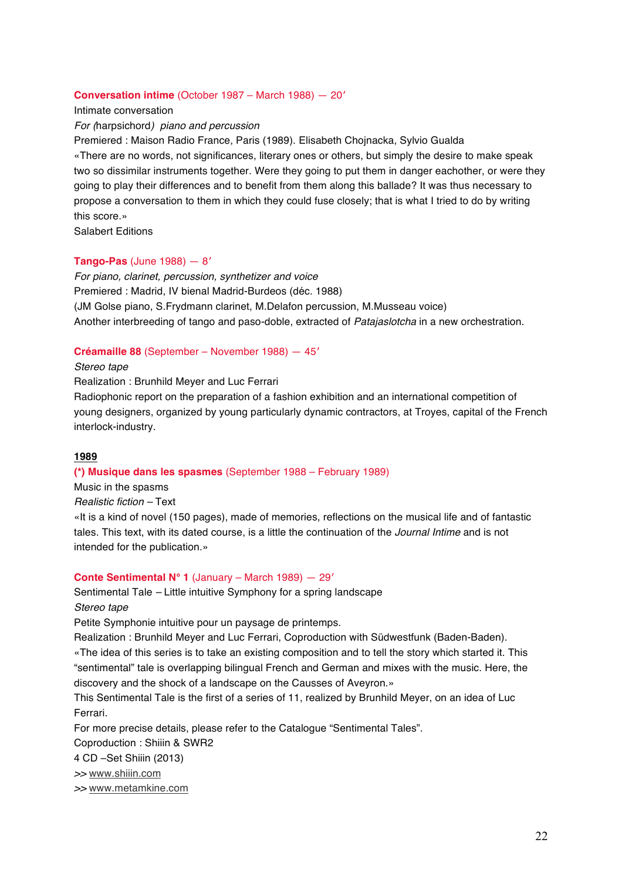**Conversation intime** (October 1987 – March 1988) — 20′

Intimate conversation

*For (*harpsichord*) piano and percussion*

Premiered : Maison Radio France, Paris (1989). Elisabeth Chojnacka, Sylvio Gualda

«There are no words, not significances, literary ones or others, but simply the desire to make speak two so dissimilar instruments together. Were they going to put them in danger eachother, or were they going to play their differences and to benefit from them along this ballade? It was thus necessary to propose a conversation to them in which they could fuse closely; that is what I tried to do by writing this score.»

Salabert Editions

**Tango-Pas** (June 1988) — 8′

*For piano, clarinet, percussion, synthetizer and voice*

Premiered : Madrid, IV bienal Madrid-Burdeos (déc. 1988)

(JM Golse piano, S.Frydmann clarinet, M.Delafon percussion, M.Musseau voice)

Another interbreeding of tango and paso-doble, extracted of *Patajaslotcha* in a new orchestration.

**Créamaille 88** (September – November 1988) — 45′

*Stereo tape*

Realization : Brunhild Meyer and Luc Ferrari

Radiophonic report on the preparation of a fashion exhibition and an international competition of young designers, organized by young particularly dynamic contractors, at Troyes, capital of the French interlock-industry.

## 1989

**(*) Musique dans les spasmes** (September 1988 – February 1989)

Music in the spasms

*Realistic fiction* – Text

«It is a kind of novel (150 pages), made of memories, reflections on the musical life and of fantastic tales. This text, with its dated course, is a little the continuation of the *Journal Intime* and is not intended for the publication.»

**Conte Sentimental N° 1** (January – March 1989) — 29′

Sentimental Tale – Little intuitive Symphony for a spring landscape

*Stereo tape*

Petite Symphonie intuitive pour un paysage de printemps.

Realization : Brunhild Meyer and Luc Ferrari, Coproduction with Südwestfunk (Baden-Baden).

«The idea of this series is to take an existing composition and to tell the story which started it. This "sentimental" tale is overlapping bilingual French and German and mixes with the music. Here, the discovery and the shock of a landscape on the Causses of Aveyron.»

This Sentimental Tale is the first of a series of 11, realized by Brunhild Meyer, on an idea of Luc Ferrari.

For more precise details, please refer to the Catalogue "Sentimental Tales".

Coproduction : Shiiin & SWR2

4 CD –Set Shiiin (2013)

>> www.shiiin.com

>> www.metamkine.com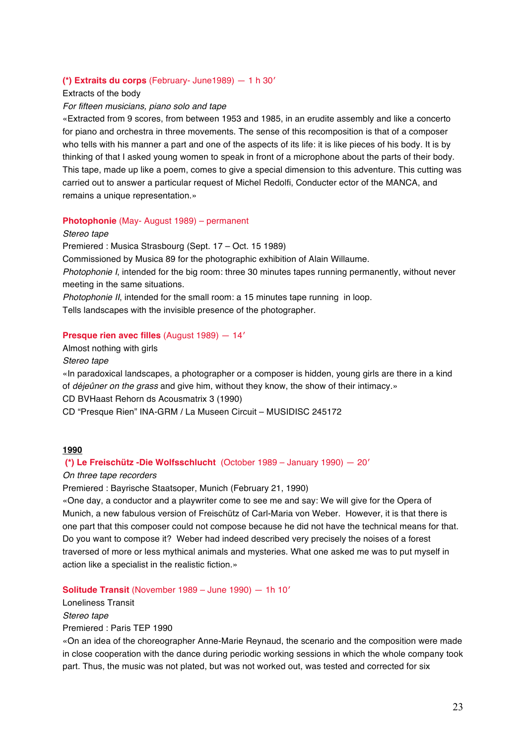**(*) Extraits du corps** (February- June1989) — 1 h 30′
Extracts of the body
*For fifteen musicians, piano solo and tape*
«Extracted from 9 scores, from between 1953 and 1985, in an erudite assembly and like a concerto for piano and orchestra in three movements. The sense of this recomposition is that of a composer who tells with his manner a part and one of the aspects of its life: it is like pieces of his body. It is by thinking of that I asked young women to speak in front of a microphone about the parts of their body. This tape, made up like a poem, comes to give a special dimension to this adventure. This cutting was carried out to answer a particular request of Michel Redolfi, Conducter ector of the MANCA, and remains a unique representation.»

**Photophonie** (May- August 1989) – permanent
*Stereo tape*
Premiered : Musica Strasbourg (Sept. 17 – Oct. 15 1989)
Commissioned by Musica 89 for the photographic exhibition of Alain Willaume.
*Photophonie I*, intended for the big room: three 30 minutes tapes running permanently, without never meeting in the same situations.
*Photophonie II*, intended for the small room: a 15 minutes tape running in loop.
Tells landscapes with the invisible presence of the photographer.

**Presque rien avec filles** (August 1989) — 14′
Almost nothing with girls
*Stereo tape*
«In paradoxical landscapes, a photographer or a composer is hidden, young girls are there in a kind of *déjeûner on the grass* and give him, without they know, the show of their intimacy.»
CD BVHaast Rehorn ds Acousmatrix 3 (1990)
CD "Presque Rien" INA-GRM / La Museen Circuit – MUSIDISC 245172

## 1990

**(*) Le Freischütz -Die Wolfsschlucht** (October 1989 – January 1990) — 20′
*On three tape recorders*
Premiered : Bayrische Staatsoper, Munich (February 21, 1990)
«One day, a conductor and a playwriter come to see me and say: We will give for the Opera of Munich, a new fabulous version of Freischütz of Carl-Maria von Weber. However, it is that there is one part that this composer could not compose because he did not have the technical means for that. Do you want to compose it? Weber had indeed described very precisely the noises of a forest traversed of more or less mythical animals and mysteries. What one asked me was to put myself in action like a specialist in the realistic fiction.»

**Solitude Transit** (November 1989 – June 1990) — 1h 10′
Loneliness Transit
*Stereo tape*
Premiered : Paris TEP 1990
«On an idea of the choreographer Anne-Marie Reynaud, the scenario and the composition were made in close cooperation with the dance during periodic working sessions in which the whole company took part. Thus, the music was not plated, but was not worked out, was tested and corrected for six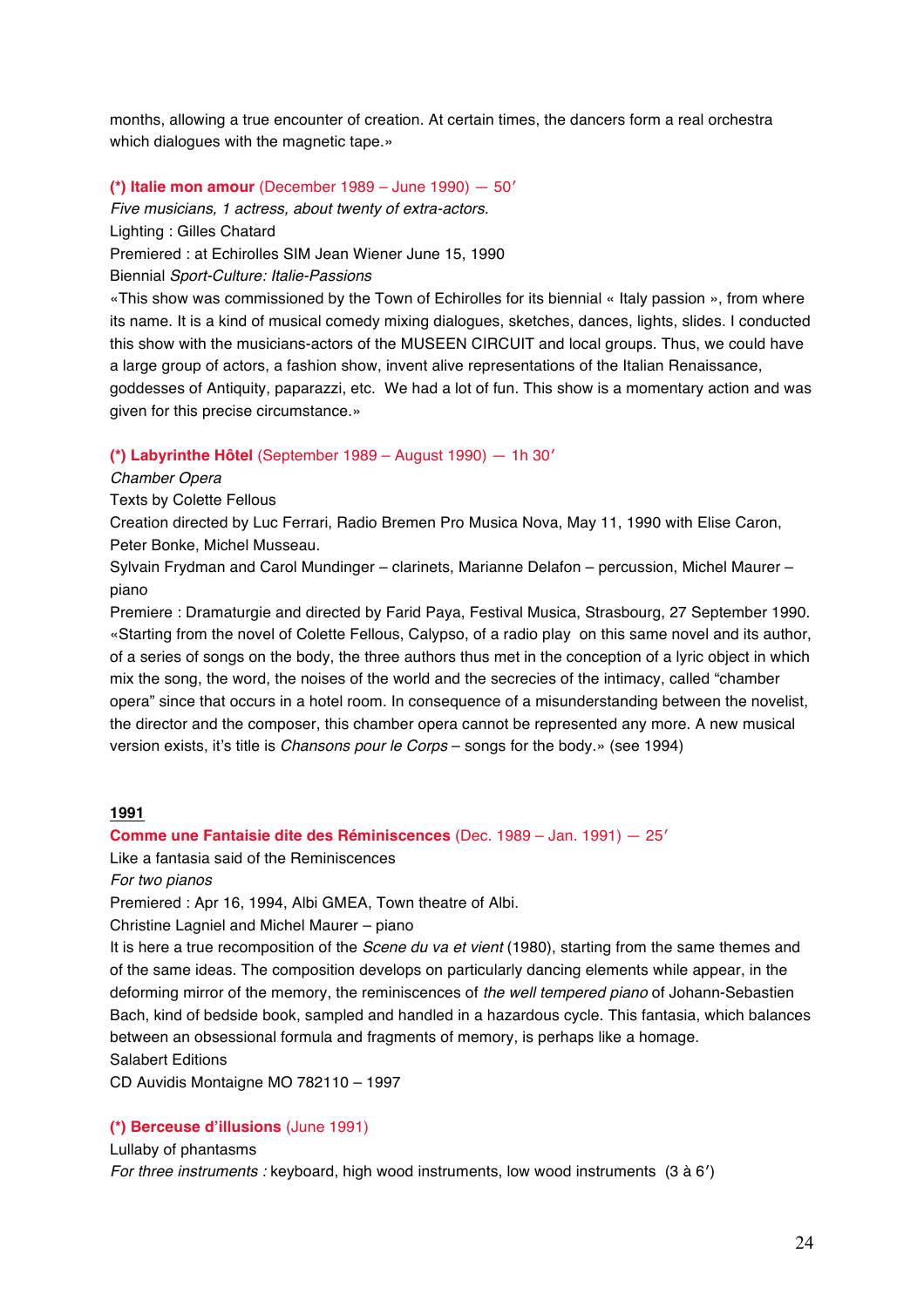months, allowing a true encounter of creation. At certain times, the dancers form a real orchestra which dialogues with the magnetic tape.»

**(*) Italie mon amour** (December 1989 – June 1990) — 50′

*Five musicians, 1 actress, about twenty of extra-actors.*

Lighting : Gilles Chatard

Premiered : at Echirolles SIM Jean Wiener June 15, 1990

Biennial *Sport-Culture: Italie-Passions*

«This show was commissioned by the Town of Echirolles for its biennial « Italy passion », from where its name. It is a kind of musical comedy mixing dialogues, sketches, dances, lights, slides. I conducted this show with the musicians-actors of the MUSEEN CIRCUIT and local groups. Thus, we could have a large group of actors, a fashion show, invent alive representations of the Italian Renaissance, goddesses of Antiquity, paparazzi, etc. We had a lot of fun. This show is a momentary action and was given for this precise circumstance.»

**(*) Labyrinthe Hôtel** (September 1989 – August 1990) — 1h 30′

*Chamber Opera*

Texts by Colette Fellous

Creation directed by Luc Ferrari, Radio Bremen Pro Musica Nova, May 11, 1990 with Elise Caron, Peter Bonke, Michel Musseau.

Sylvain Frydman and Carol Mundinger – clarinets, Marianne Delafon – percussion, Michel Maurer – piano

Premiere : Dramaturgie and directed by Farid Paya, Festival Musica, Strasbourg, 27 September 1990.

«Starting from the novel of Colette Fellous, Calypso, of a radio play on this same novel and its author, of a series of songs on the body, the three authors thus met in the conception of a lyric object in which mix the song, the word, the noises of the world and the secrecies of the intimacy, called “chamber opera” since that occurs in a hotel room. In consequence of a misunderstanding between the novelist, the director and the composer, this chamber opera cannot be represented any more. A new musical version exists, it’s title is *Chansons pour le Corps* – songs for the body.» (see 1994)

## 1991

**Comme une Fantaisie dite des Réminiscences** (Dec. 1989 – Jan. 1991) — 25′

Like a fantasia said of the Reminiscences

*For two pianos*

Premiered : Apr 16, 1994, Albi GMEA, Town theatre of Albi.

Christine Lagniel and Michel Maurer – piano

It is here a true recomposition of the *Scene du va et vient* (1980), starting from the same themes and of the same ideas. The composition develops on particularly dancing elements while appear, in the deforming mirror of the memory, the reminiscences of *the well tempered piano* of Johann-Sebastien Bach, kind of bedside book, sampled and handled in a hazardous cycle. This fantasia, which balances between an obsessional formula and fragments of memory, is perhaps like a homage.

Salabert Editions

CD Auvidis Montaigne MO 782110 – 1997

**(*) Berceuse d’illusions** (June 1991)

Lullaby of phantasms

*For three instruments :* keyboard, high wood instruments, low wood instruments (3 à 6′)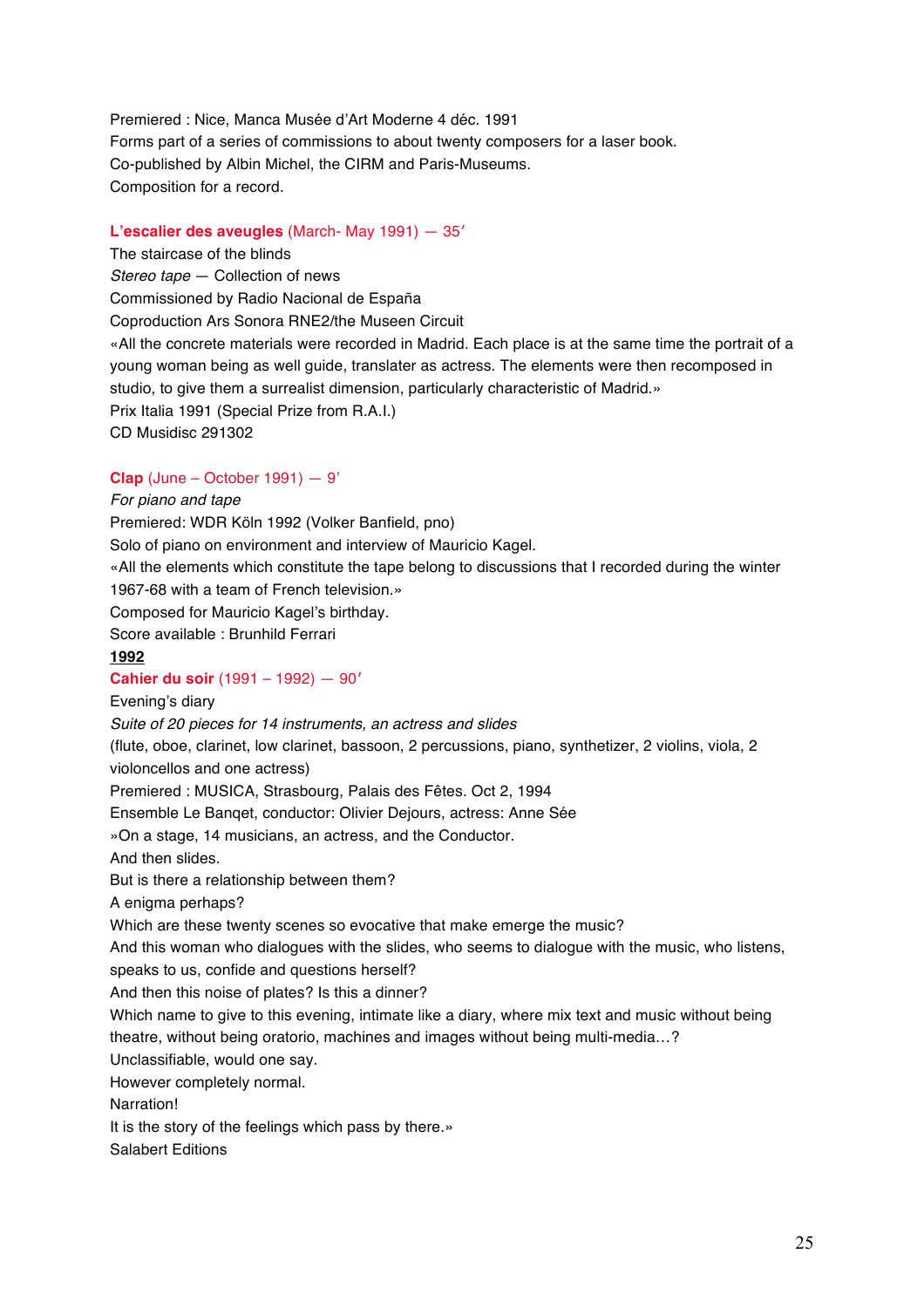Premiered : Nice, Manca Musée d'Art Moderne 4 déc. 1991
Forms part of a series of commissions to about twenty composers for a laser book.
Co-published by Albin Michel, the CIRM and Paris-Museums.
Composition for a record.

**L'escalier des aveugles** (March- May 1991) — 35′
The staircase of the blinds
*Stereo tape* — Collection of news
Commissioned by Radio Nacional de España
Coproduction Ars Sonora RNE2/the Museen Circuit
«All the concrete materials were recorded in Madrid. Each place is at the same time the portrait of a young woman being as well guide, translater as actress. The elements were then recomposed in studio, to give them a surrealist dimension, particularly characteristic of Madrid.»
Prix Italia 1991 (Special Prize from R.A.I.)
CD Musidisc 291302

**Clap** (June – October 1991) — 9'
*For piano and tape*
Premiered: WDR Köln 1992 (Volker Banfield, pno)
Solo of piano on environment and interview of Mauricio Kagel.
«All the elements which constitute the tape belong to discussions that I recorded during the winter 1967-68 with a team of French television.»
Composed for Mauricio Kagel's birthday.
Score available : Brunhild Ferrari

## 1992

**Cahier du soir** (1991 – 1992) — 90′
Evening's diary
*Suite of 20 pieces for 14 instruments, an actress and slides*
(flute, oboe, clarinet, low clarinet, bassoon, 2 percussions, piano, synthetizer, 2 violins, viola, 2 violoncellos and one actress)
Premiered : MUSICA, Strasbourg, Palais des Fêtes. Oct 2, 1994
Ensemble Le Banqet, conductor: Olivier Dejours, actress: Anne Sée
»On a stage, 14 musicians, an actress, and the Conductor.
And then slides.
But is there a relationship between them?
A enigma perhaps?
Which are these twenty scenes so evocative that make emerge the music?
And this woman who dialogues with the slides, who seems to dialogue with the music, who listens, speaks to us, confide and questions herself?
And then this noise of plates? Is this a dinner?
Which name to give to this evening, intimate like a diary, where mix text and music without being theatre, without being oratorio, machines and images without being multi-media…?
Unclassifiable, would one say.
However completely normal.
Narration!
It is the story of the feelings which pass by there.»
Salabert Editions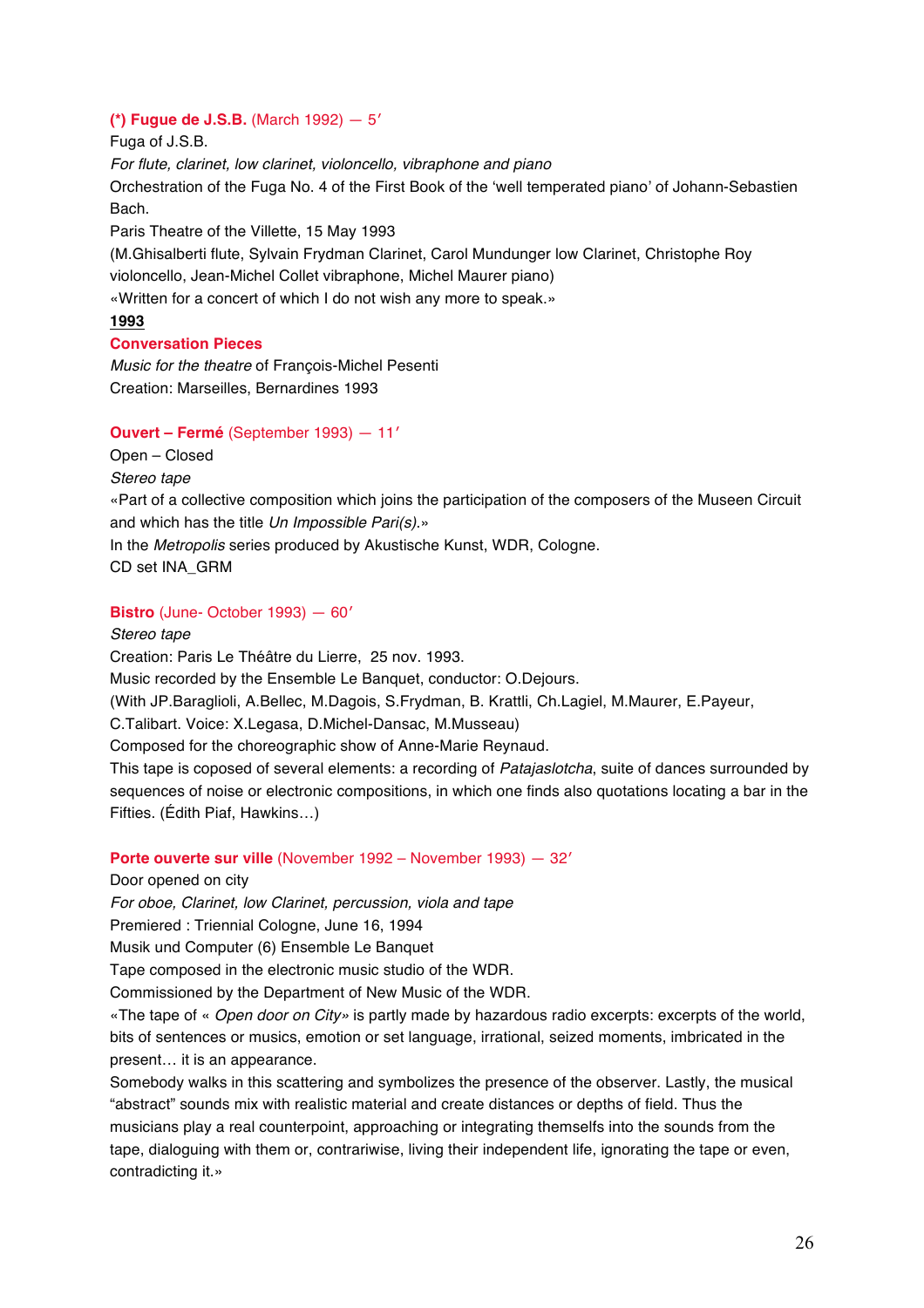**(\*) Fugue de J.S.B.** (March 1992) — 5′
Fuga of J.S.B.
*For flute, clarinet, low clarinet, violoncello, vibraphone and piano*
Orchestration of the Fuga No. 4 of the First Book of the 'well temperated piano' of Johann-Sebastien Bach.
Paris Theatre of the Villette, 15 May 1993
(M.Ghisalberti flute, Sylvain Frydman Clarinet, Carol Mundunger low Clarinet, Christophe Roy violoncello, Jean-Michel Collet vibraphone, Michel Maurer piano)
«Written for a concert of which I do not wish any more to speak.»

**1993**

**Conversation Pieces**
*Music for the theatre* of François-Michel Pesenti
Creation: Marseilles, Bernardines 1993

**Ouvert – Fermé** (September 1993) — 11′
Open – Closed
*Stereo tape*
«Part of a collective composition which joins the participation of the composers of the Museen Circuit and which has the title *Un Impossible Pari(s).*»
In the *Metropolis* series produced by Akustische Kunst, WDR, Cologne.
CD set INA_GRM

**Bistro** (June- October 1993) — 60′
*Stereo tape*
Creation: Paris Le Théâtre du Lierre, 25 nov. 1993.
Music recorded by the Ensemble Le Banquet, conductor: O.Dejours.
(With JP.Baraglioli, A.Bellec, M.Dagois, S.Frydman, B. Krattli, Ch.Lagiel, M.Maurer, E.Payeur, C.Talibart. Voice: X.Legasa, D.Michel-Dansac, M.Musseau)
Composed for the choreographic show of Anne-Marie Reynaud.
This tape is coposed of several elements: a recording of *Patajaslotcha*, suite of dances surrounded by sequences of noise or electronic compositions, in which one finds also quotations locating a bar in the Fifties. (Édith Piaf, Hawkins…)

**Porte ouverte sur ville** (November 1992 – November 1993) — 32′
Door opened on city
*For oboe, Clarinet, low Clarinet, percussion, viola and tape*
Premiered : Triennial Cologne, June 16, 1994
Musik und Computer (6) Ensemble Le Banquet
Tape composed in the electronic music studio of the WDR.
Commissioned by the Department of New Music of the WDR.
«The tape of « *Open door on City*» is partly made by hazardous radio excerpts: excerpts of the world, bits of sentences or musics, emotion or set language, irrational, seized moments, imbricated in the present… it is an appearance.
Somebody walks in this scattering and symbolizes the presence of the observer. Lastly, the musical "abstract" sounds mix with realistic material and create distances or depths of field. Thus the musicians play a real counterpoint, approaching or integrating themselfs into the sounds from the tape, dialoguing with them or, contrariwise, living their independent life, ignoring the tape or even, contradicting it.»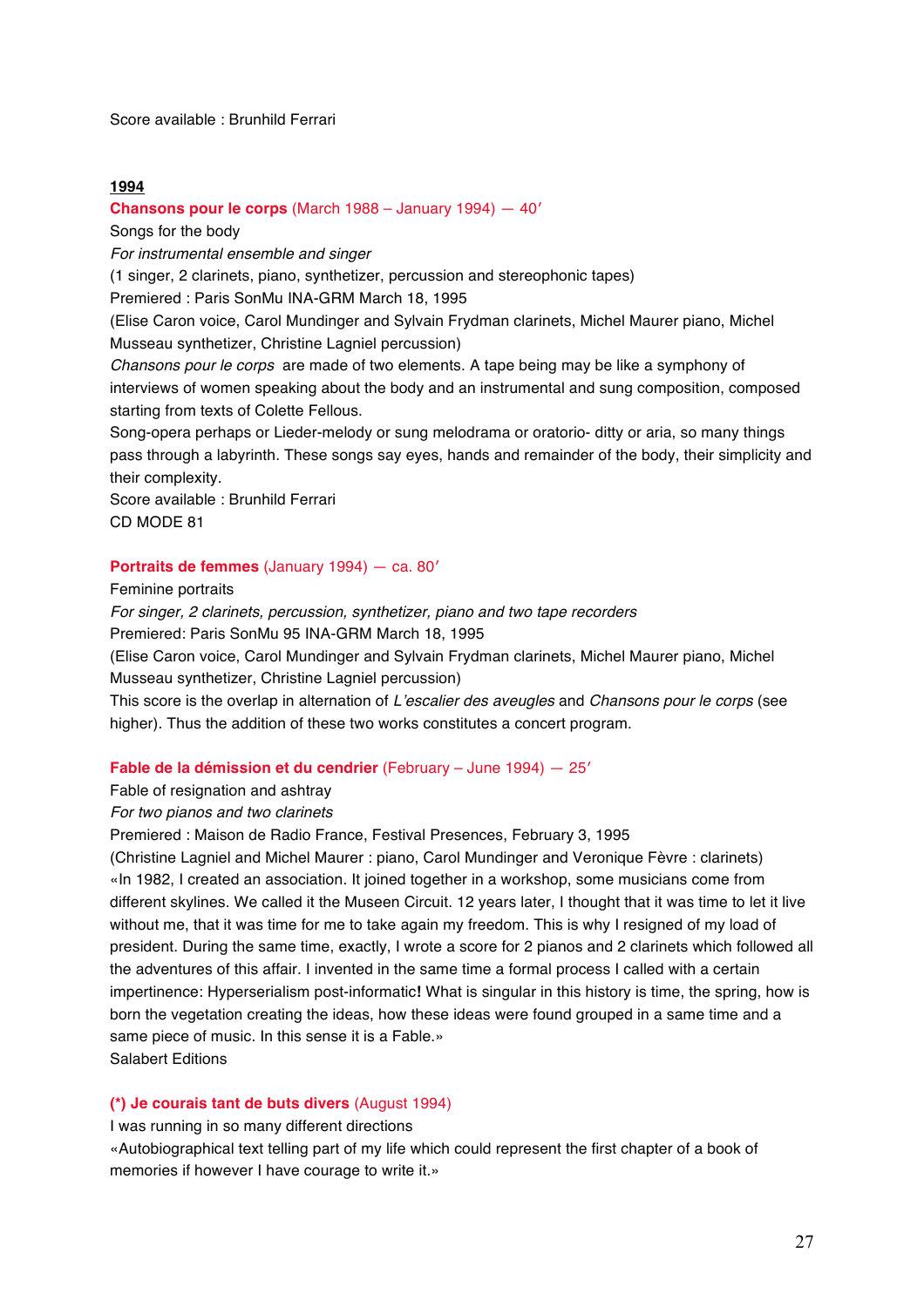Score available : Brunhild Ferrari

**1994**

**Chansons pour le corps** (March 1988 – January 1994) — 40′

Songs for the body

*For instrumental ensemble and singer*

(1 singer, 2 clarinets, piano, synthetizer, percussion and stereophonic tapes)

Premiered : Paris SonMu INA-GRM March 18, 1995

(Elise Caron voice, Carol Mundinger and Sylvain Frydman clarinets, Michel Maurer piano, Michel Musseau synthetizer, Christine Lagniel percussion)

*Chansons pour le corps* are made of two elements. A tape being may be like a symphony of interviews of women speaking about the body and an instrumental and sung composition, composed starting from texts of Colette Fellous.

Song-opera perhaps or Lieder-melody or sung melodrama or oratorio- ditty or aria, so many things pass through a labyrinth. These songs say eyes, hands and remainder of the body, their simplicity and their complexity.

Score available : Brunhild Ferrari

CD MODE 81

**Portraits de femmes** (January 1994) — ca. 80′

Feminine portraits

*For singer, 2 clarinets, percussion, synthetizer, piano and two tape recorders*

Premiered: Paris SonMu 95 INA-GRM March 18, 1995

(Elise Caron voice, Carol Mundinger and Sylvain Frydman clarinets, Michel Maurer piano, Michel Musseau synthetizer, Christine Lagniel percussion)

This score is the overlap in alternation of *L'escalier des aveugles* and *Chansons pour le corps* (see higher). Thus the addition of these two works constitutes a concert program.

**Fable de la démission et du cendrier** (February – June 1994) — 25′

Fable of resignation and ashtray

*For two pianos and two clarinets*

Premiered : Maison de Radio France, Festival Presences, February 3, 1995

(Christine Lagniel and Michel Maurer : piano, Carol Mundinger and Veronique Fèvre : clarinets)

«In 1982, I created an association. It joined together in a workshop, some musicians come from different skylines. We called it the Museen Circuit. 12 years later, I thought that it was time to let it live without me, that it was time for me to take again my freedom. This is why I resigned of my load of president. During the same time, exactly, I wrote a score for 2 pianos and 2 clarinets which followed all the adventures of this affair. I invented in the same time a formal process I called with a certain impertinence: Hyperserialism post-informatic**!** What is singular in this history is time, the spring, how is born the vegetation creating the ideas, how these ideas were found grouped in a same time and a same piece of music. In this sense it is a Fable.»

Salabert Editions

**(\*) Je courais tant de buts divers** (August 1994)

I was running in so many different directions

«Autobiographical text telling part of my life which could represent the first chapter of a book of memories if however I have courage to write it.»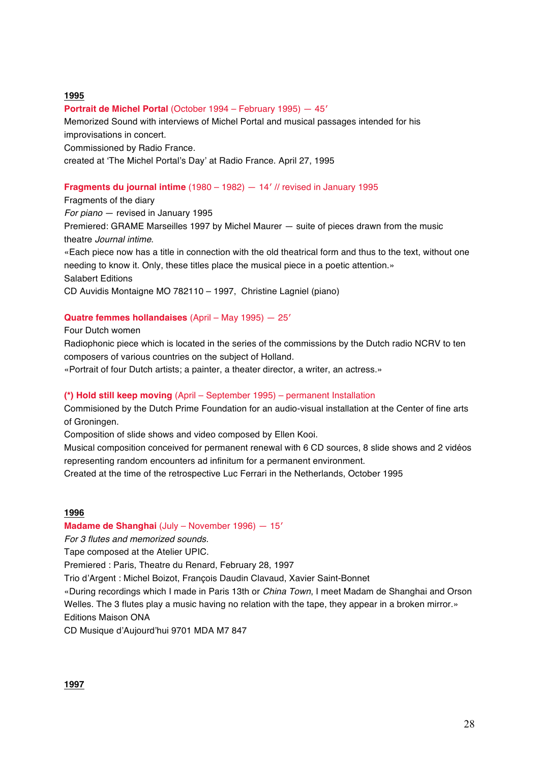**1995**

**Portrait de Michel Portal** (October 1994 – February 1995) — 45′
Memorized Sound with interviews of Michel Portal and musical passages intended for his improvisations in concert.
Commissioned by Radio France.
created at 'The Michel Portal's Day' at Radio France. April 27, 1995

**Fragments du journal intime** (1980 – 1982) — 14′ // revised in January 1995
Fragments of the diary
*For piano* — revised in January 1995
Premiered: GRAME Marseilles 1997 by Michel Maurer — suite of pieces drawn from the music theatre *Journal intime*.
«Each piece now has a title in connection with the old theatrical form and thus to the text, without one needing to know it. Only, these titles place the musical piece in a poetic attention.»
Salabert Editions
CD Auvidis Montaigne MO 782110 – 1997, Christine Lagniel (piano)

**Quatre femmes hollandaises** (April – May 1995) — 25′
Four Dutch women
Radiophonic piece which is located in the series of the commissions by the Dutch radio NCRV to ten composers of various countries on the subject of Holland.
«Portrait of four Dutch artists; a painter, a theater director, a writer, an actress.»

**(\*) Hold still keep moving** (April – September 1995) – permanent Installation
Commisioned by the Dutch Prime Foundation for an audio-visual installation at the Center of fine arts of Groningen.
Composition of slide shows and video composed by Ellen Kooi.
Musical composition conceived for permanent renewal with 6 CD sources, 8 slide shows and 2 vidéos representing random encounters ad infinitum for a permanent environment.
Created at the time of the retrospective Luc Ferrari in the Netherlands, October 1995

**1996**

**Madame de Shanghai** (July – November 1996) — 15′
*For 3 flutes and memorized sounds.*
Tape composed at the Atelier UPIC.
Premiered : Paris, Theatre du Renard, February 28, 1997
Trio d'Argent : Michel Boizot, François Daudin Clavaud, Xavier Saint-Bonnet
«During recordings which I made in Paris 13th or *China Town*, I meet Madam de Shanghai and Orson Welles. The 3 flutes play a music having no relation with the tape, they appear in a broken mirror.»
Editions Maison ONA
CD Musique d'Aujourd'hui 9701 MDA M7 847

**1997**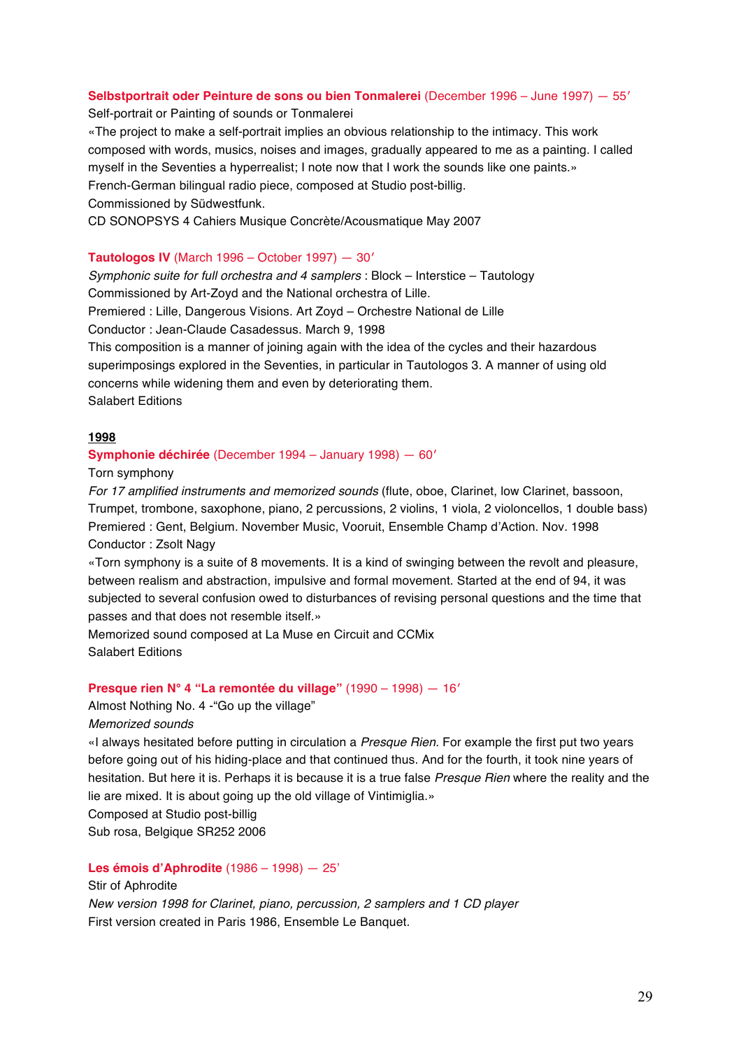**Selbstportrait oder Peinture de sons ou bien Tonmalerei** (December 1996 – June 1997) — 55′

Self-portrait or Painting of sounds or Tonmalerei

«The project to make a self-portrait implies an obvious relationship to the intimacy. This work composed with words, musics, noises and images, gradually appeared to me as a painting. I called myself in the Seventies a hyperrealist; I note now that I work the sounds like one paints.»

French-German bilingual radio piece, composed at Studio post-billig.

Commissioned by Südwestfunk.

CD SONOPSYS 4 Cahiers Musique Concrète/Acousmatique May 2007

**Tautologos IV** (March 1996 – October 1997) — 30′

*Symphonic suite for full orchestra and 4 samplers* : Block – Interstice – Tautology

Commissioned by Art-Zoyd and the National orchestra of Lille.

Premiered : Lille, Dangerous Visions. Art Zoyd – Orchestre National de Lille

Conductor : Jean-Claude Casadessus. March 9, 1998

This composition is a manner of joining again with the idea of the cycles and their hazardous superimposings explored in the Seventies, in particular in Tautologos 3. A manner of using old concerns while widening them and even by deteriorating them.

Salabert Editions

## 1998

**Symphonie déchirée** (December 1994 – January 1998) — 60′

Torn symphony

*For 17 amplified instruments and memorized sounds* (flute, oboe, Clarinet, low Clarinet, bassoon, Trumpet, trombone, saxophone, piano, 2 percussions, 2 violins, 1 viola, 2 violoncellos, 1 double bass)

Premiered : Gent, Belgium. November Music, Vooruit, Ensemble Champ d'Action. Nov. 1998

Conductor : Zsolt Nagy

«Torn symphony is a suite of 8 movements. It is a kind of swinging between the revolt and pleasure, between realism and abstraction, impulsive and formal movement. Started at the end of 94, it was subjected to several confusion owed to disturbances of revising personal questions and the time that passes and that does not resemble itself.»

Memorized sound composed at La Muse en Circuit and CCMix

Salabert Editions

**Presque rien N° 4 "La remontée du village"** (1990 – 1998) — 16′

Almost Nothing No. 4 -"Go up the village"

*Memorized sounds*

«I always hesitated before putting in circulation a *Presque Rien.* For example the first put two years before going out of his hiding-place and that continued thus. And for the fourth, it took nine years of hesitation. But here it is. Perhaps it is because it is a true false *Presque Rien* where the reality and the lie are mixed. It is about going up the old village of Vintimiglia.»

Composed at Studio post-billig

Sub rosa, Belgique SR252 2006

**Les émois d'Aphrodite** (1986 – 1998) — 25'

Stir of Aphrodite

*New version 1998 for Clarinet, piano, percussion, 2 samplers and 1 CD player*

First version created in Paris 1986, Ensemble Le Banquet.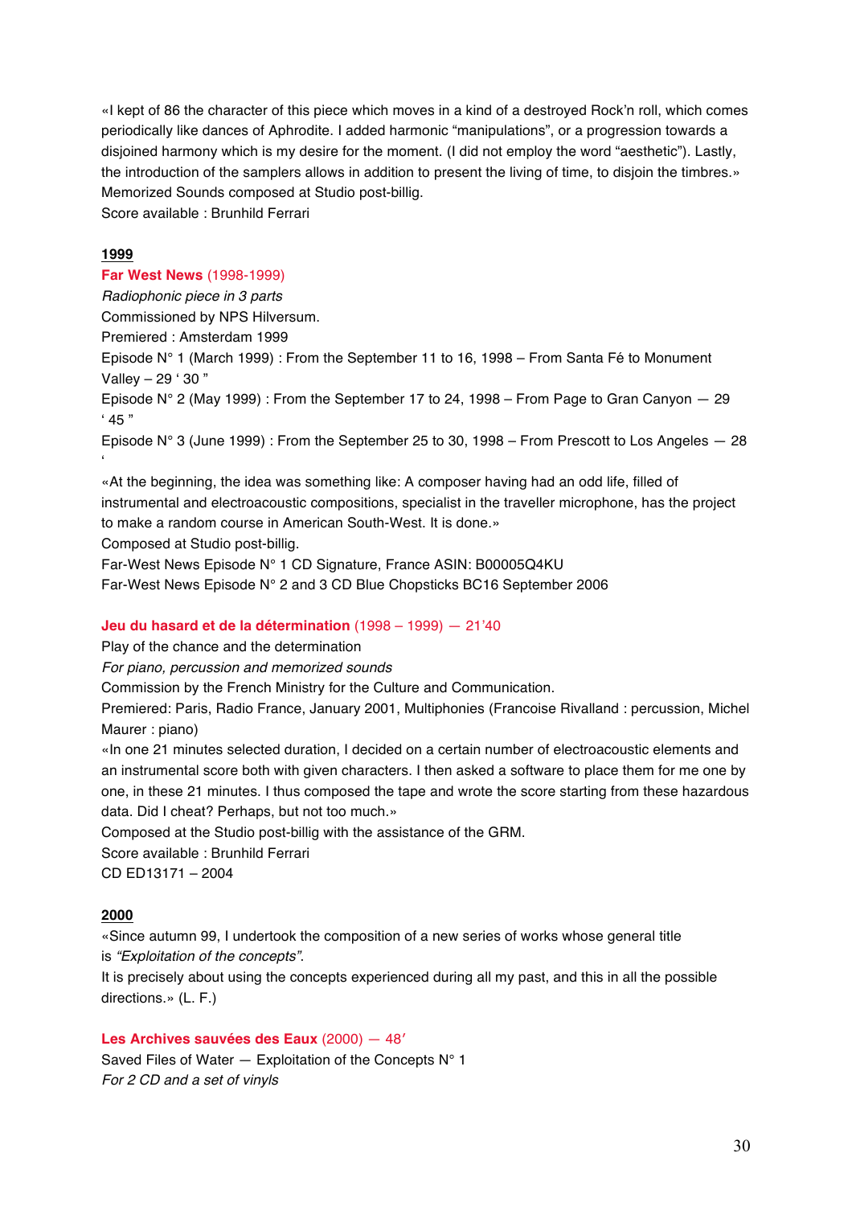«I kept of 86 the character of this piece which moves in a kind of a destroyed Rock'n roll, which comes periodically like dances of Aphrodite. I added harmonic "manipulations", or a progression towards a disjoined harmony which is my desire for the moment. (I did not employ the word "aesthetic"). Lastly, the introduction of the samplers allows in addition to present the living of time, to disjoin the timbres.»
Memorized Sounds composed at Studio post-billig.
Score available : Brunhild Ferrari

**1999**

**Far West News** (1998-1999)
*Radiophonic piece in 3 parts*
Commissioned by NPS Hilversum.
Premiered : Amsterdam 1999
Episode N° 1 (March 1999) : From the September 11 to 16, 1998 – From Santa Fé to Monument Valley – 29 ' 30 "
Episode N° 2 (May 1999) : From the September 17 to 24, 1998 – From Page to Gran Canyon — 29 ' 45 "
Episode N° 3 (June 1999) : From the September 25 to 30, 1998 – From Prescott to Los Angeles — 28 '

«At the beginning, the idea was something like: A composer having had an odd life, filled of instrumental and electroacoustic compositions, specialist in the traveller microphone, has the project to make a random course in American South-West. It is done.»
Composed at Studio post-billig.
Far-West News Episode N° 1 CD Signature, France ASIN: B00005Q4KU
Far-West News Episode N° 2 and 3 CD Blue Chopsticks BC16 September 2006

**Jeu du hasard et de la détermination** (1998 – 1999) — 21'40
Play of the chance and the determination
*For piano, percussion and memorized sounds*
Commission by the French Ministry for the Culture and Communication.
Premiered: Paris, Radio France, January 2001, Multiphonies (Francoise Rivalland : percussion, Michel Maurer : piano)
«In one 21 minutes selected duration, I decided on a certain number of electroacoustic elements and an instrumental score both with given characters. I then asked a software to place them for me one by one, in these 21 minutes. I thus composed the tape and wrote the score starting from these hazardous data. Did I cheat? Perhaps, but not too much.»
Composed at the Studio post-billig with the assistance of the GRM.
Score available : Brunhild Ferrari
CD ED13171 – 2004

**2000**

«Since autumn 99, I undertook the composition of a new series of works whose general title is *"Exploitation of the concepts"*.
It is precisely about using the concepts experienced during all my past, and this in all the possible directions.» (L. F.)

**Les Archives sauvées des Eaux** (2000) — 48'
Saved Files of Water — Exploitation of the Concepts N° 1
*For 2 CD and a set of vinyls*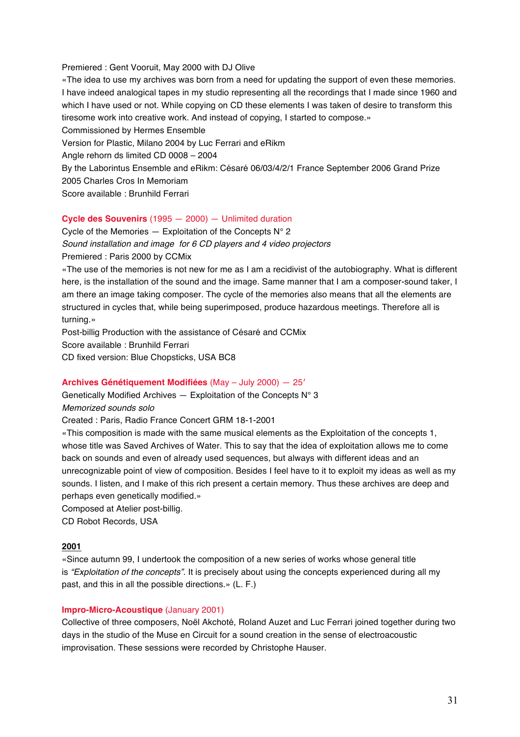Premiered : Gent Vooruit, May 2000 with DJ Olive

«The idea to use my archives was born from a need for updating the support of even these memories. I have indeed analogical tapes in my studio representing all the recordings that I made since 1960 and which I have used or not. While copying on CD these elements I was taken of desire to transform this tiresome work into creative work. And instead of copying, I started to compose.»

Commissioned by Hermes Ensemble

Version for Plastic, Milano 2004 by Luc Ferrari and eRikm

Angle rehorn ds limited CD 0008 – 2004

By the Laborintus Ensemble and eRikm: Césaré 06/03/4/2/1 France September 2006 Grand Prize 2005 Charles Cros In Memoriam

Score available : Brunhild Ferrari

**Cycle des Souvenirs** (1995 — 2000) — Unlimited duration

Cycle of the Memories — Exploitation of the Concepts N° 2

*Sound installation and image for 6 CD players and 4 video projectors*

Premiered : Paris 2000 by CCMix

«The use of the memories is not new for me as I am a recidivist of the autobiography. What is different here, is the installation of the sound and the image. Same manner that I am a composer-sound taker, I am there an image taking composer. The cycle of the memories also means that all the elements are structured in cycles that, while being superimposed, produce hazardous meetings. Therefore all is turning.»

Post-billig Production with the assistance of Césaré and CCMix

Score available : Brunhild Ferrari

CD fixed version: Blue Chopsticks, USA BC8

**Archives Génétiquement Modifiées** (May – July 2000) — 25′

Genetically Modified Archives — Exploitation of the Concepts N° 3

*Memorized sounds solo*

Created : Paris, Radio France Concert GRM 18-1-2001

«This composition is made with the same musical elements as the Exploitation of the concepts 1, whose title was Saved Archives of Water. This to say that the idea of exploitation allows me to come back on sounds and even of already used sequences, but always with different ideas and an unrecognizable point of view of composition. Besides I feel have to it to exploit my ideas as well as my sounds. I listen, and I make of this rich present a certain memory. Thus these archives are deep and perhaps even genetically modified.»

Composed at Atelier post-billig.

CD Robot Records, USA

## 2001

«Since autumn 99, I undertook the composition of a new series of works whose general title is *"Exploitation of the concepts"*. It is precisely about using the concepts experienced during all my past, and this in all the possible directions.» (L. F.)

**Impro-Micro-Acoustique** (January 2001)

Collective of three composers, Noël Akchoté, Roland Auzet and Luc Ferrari joined together during two days in the studio of the Muse en Circuit for a sound creation in the sense of electroacoustic improvisation. These sessions were recorded by Christophe Hauser.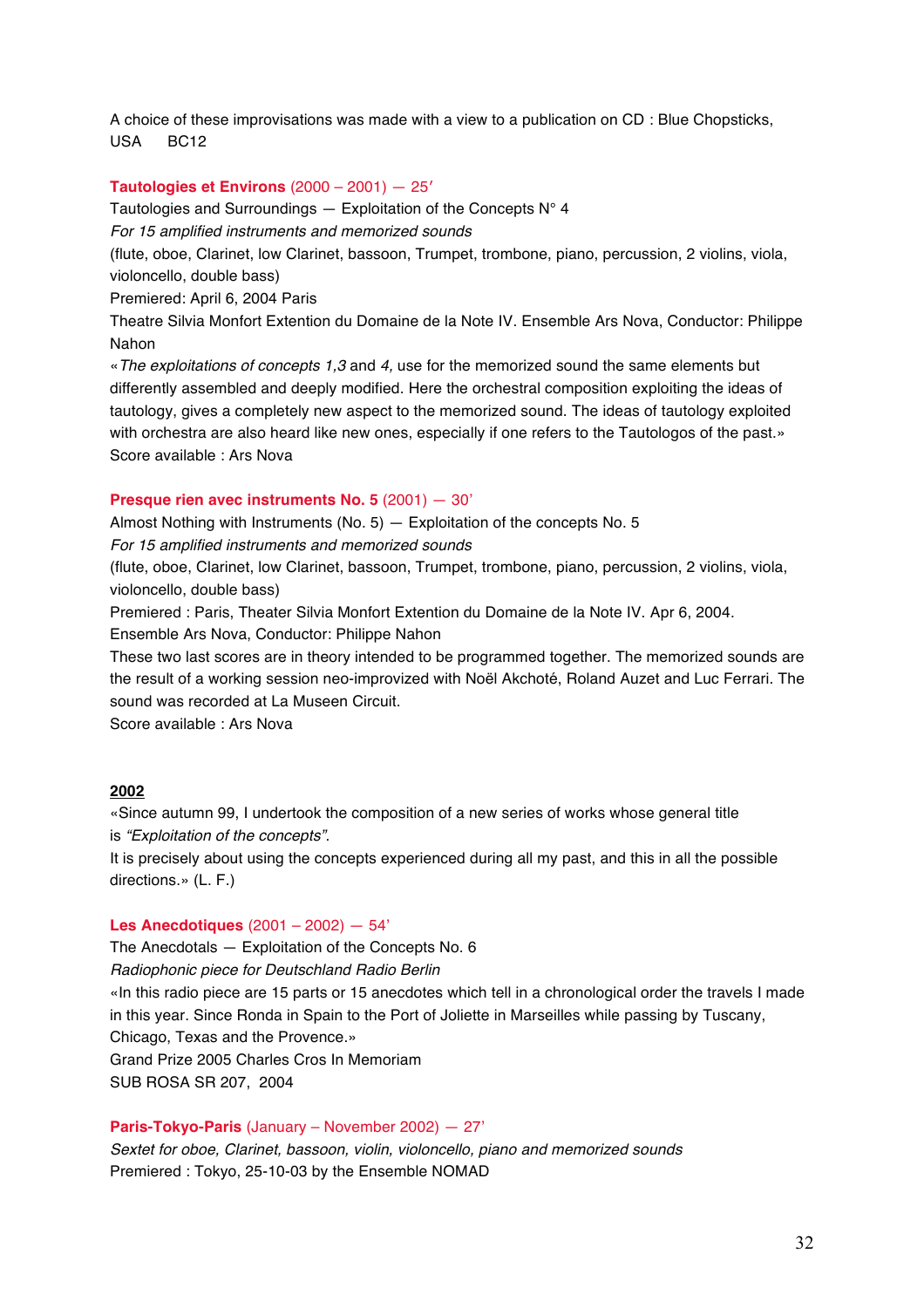A choice of these improvisations was made with a view to a publication on CD : Blue Chopsticks, USA BC12

**Tautologies et Environs** (2000 – 2001) — 25'

Tautologies and Surroundings — Exploitation of the Concepts N° 4

*For 15 amplified instruments and memorized sounds*

(flute, oboe, Clarinet, low Clarinet, bassoon, Trumpet, trombone, piano, percussion, 2 violins, viola, violoncello, double bass)

Premiered: April 6, 2004 Paris

Theatre Silvia Monfort Extention du Domaine de la Note IV. Ensemble Ars Nova, Conductor: Philippe Nahon

«*The exploitations of concepts 1,3* and *4,* use for the memorized sound the same elements but differently assembled and deeply modified. Here the orchestral composition exploiting the ideas of tautology, gives a completely new aspect to the memorized sound. The ideas of tautology exploited with orchestra are also heard like new ones, especially if one refers to the Tautologos of the past.»

Score available : Ars Nova

**Presque rien avec instruments No. 5** (2001) — 30'

Almost Nothing with Instruments (No. 5) — Exploitation of the concepts No. 5

*For 15 amplified instruments and memorized sounds*

(flute, oboe, Clarinet, low Clarinet, bassoon, Trumpet, trombone, piano, percussion, 2 violins, viola, violoncello, double bass)

Premiered : Paris, Theater Silvia Monfort Extention du Domaine de la Note IV. Apr 6, 2004. Ensemble Ars Nova, Conductor: Philippe Nahon

These two last scores are in theory intended to be programmed together. The memorized sounds are the result of a working session neo-improvized with Noël Akchoté, Roland Auzet and Luc Ferrari. The sound was recorded at La Museen Circuit.

Score available : Ars Nova

## 2002

«Since autumn 99, I undertook the composition of a new series of works whose general title is *"Exploitation of the concepts".*

It is precisely about using the concepts experienced during all my past, and this in all the possible directions.» (L. F.)

**Les Anecdotiques** (2001 – 2002) — 54'

The Anecdotals — Exploitation of the Concepts No. 6

*Radiophonic piece for Deutschland Radio Berlin*

«In this radio piece are 15 parts or 15 anecdotes which tell in a chronological order the travels I made in this year. Since Ronda in Spain to the Port of Joliette in Marseilles while passing by Tuscany, Chicago, Texas and the Provence.»

Grand Prize 2005 Charles Cros In Memoriam

SUB ROSA SR 207, 2004

**Paris-Tokyo-Paris** (January – November 2002) — 27'

*Sextet for oboe, Clarinet, bassoon, violin, violoncello, piano and memorized sounds*

Premiered : Tokyo, 25-10-03 by the Ensemble NOMAD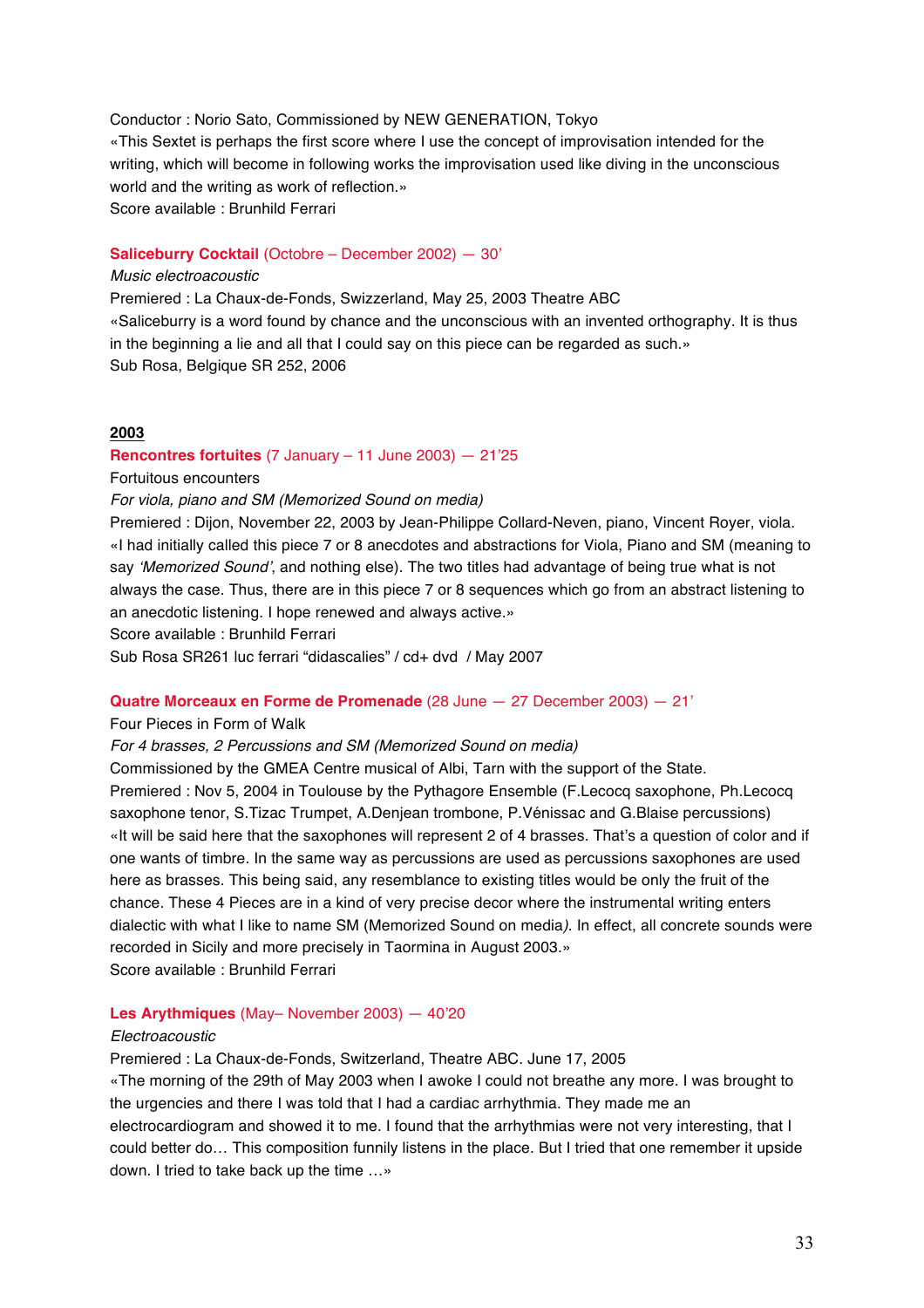Conductor : Norio Sato, Commissioned by NEW GENERATION, Tokyo
«This Sextet is perhaps the first score where I use the concept of improvisation intended for the writing, which will become in following works the improvisation used like diving in the unconscious world and the writing as work of reflection.»
Score available : Brunhild Ferrari

**Saliceburry Cocktail** (Octobre – December 2002) — 30'
*Music electroacoustic*
Premiered : La Chaux-de-Fonds, Swizzerland, May 25, 2003 Theatre ABC
«Saliceburry is a word found by chance and the unconscious with an invented orthography. It is thus in the beginning a lie and all that I could say on this piece can be regarded as such.»
Sub Rosa, Belgique SR 252, 2006

## 2003

**Rencontres fortuites** (7 January – 11 June 2003) — 21'25
Fortuitous encounters
*For viola, piano and SM (Memorized Sound on media)*
Premiered : Dijon, November 22, 2003 by Jean-Philippe Collard-Neven, piano, Vincent Royer, viola.
«I had initially called this piece 7 or 8 anecdotes and abstractions for Viola, Piano and SM (meaning to say *'Memorized Sound'*, and nothing else). The two titles had advantage of being true what is not always the case. Thus, there are in this piece 7 or 8 sequences which go from an abstract listening to an anecdotic listening. I hope renewed and always active.»
Score available : Brunhild Ferrari
Sub Rosa SR261 luc ferrari "didascalies" / cd+ dvd / May 2007

**Quatre Morceaux en Forme de Promenade** (28 June — 27 December 2003) — 21'
Four Pieces in Form of Walk
*For 4 brasses, 2 Percussions and SM (Memorized Sound on media)*
Commissioned by the GMEA Centre musical of Albi, Tarn with the support of the State.
Premiered : Nov 5, 2004 in Toulouse by the Pythagore Ensemble (F.Lecocq saxophone, Ph.Lecocq saxophone tenor, S.Tizac Trumpet, A.Denjean trombone, P.Vénissac and G.Blaise percussions)
«It will be said here that the saxophones will represent 2 of 4 brasses. That's a question of color and if one wants of timbre. In the same way as percussions are used as percussions saxophones are used here as brasses. This being said, any resemblance to existing titles would be only the fruit of the chance. These 4 Pieces are in a kind of very precise decor where the instrumental writing enters dialectic with what I like to name SM (Memorized Sound on media). In effect, all concrete sounds were recorded in Sicily and more precisely in Taormina in August 2003.»
Score available : Brunhild Ferrari

**Les Arythmiques** (May– November 2003) — 40'20
*Electroacoustic*
Premiered : La Chaux-de-Fonds, Switzerland, Theatre ABC. June 17, 2005
«The morning of the 29th of May 2003 when I awoke I could not breathe any more. I was brought to the urgencies and there I was told that I had a cardiac arrhythmia. They made me an electrocardiogram and showed it to me. I found that the arrhythmias were not very interesting, that I could better do… This composition funnily listens in the place. But I tried that one remember it upside down. I tried to take back up the time …»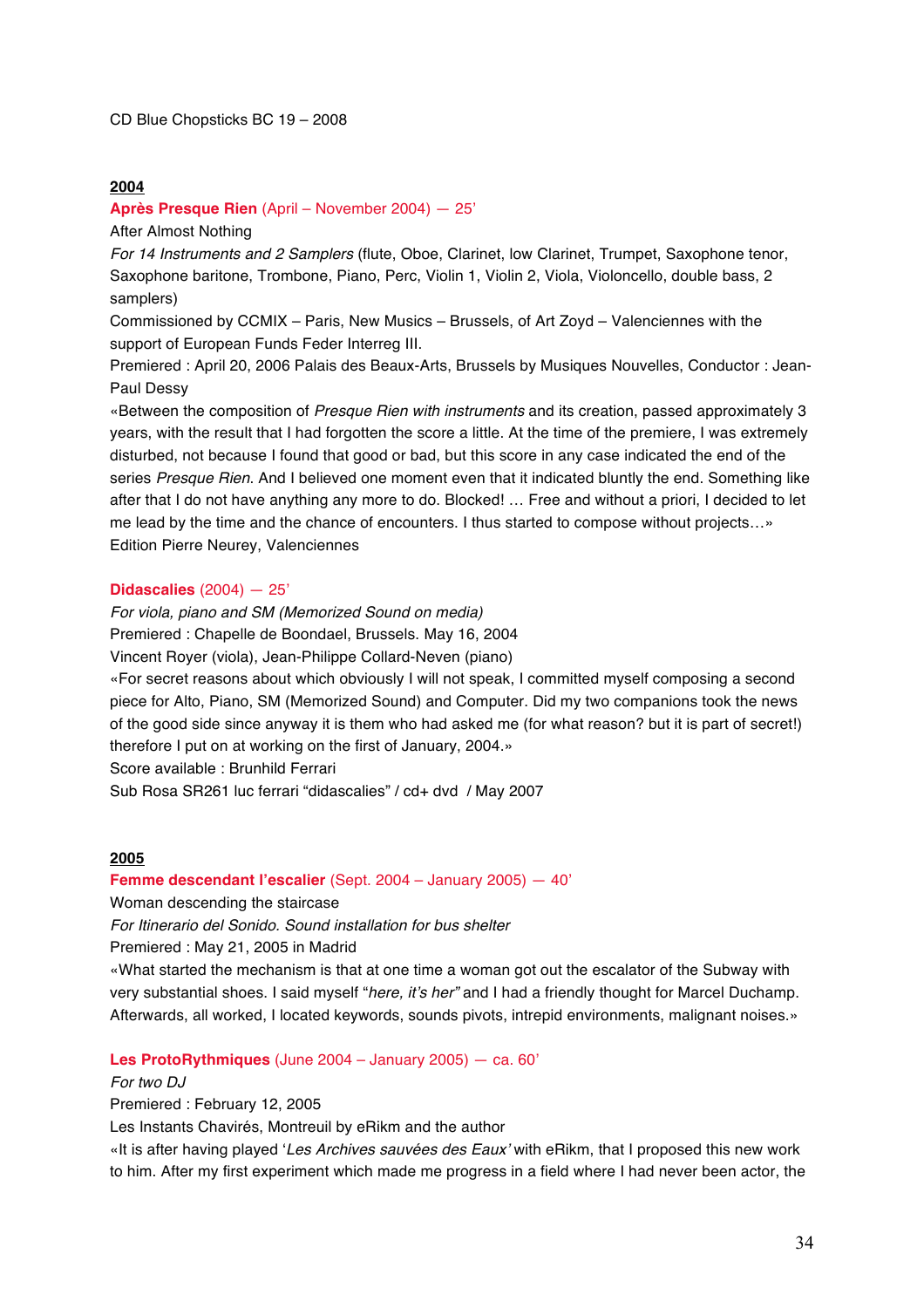CD Blue Chopsticks BC 19 – 2008

## 2004

**Après Presque Rien** (April – November 2004) — 25'

After Almost Nothing

*For 14 Instruments and 2 Samplers* (flute, Oboe, Clarinet, low Clarinet, Trumpet, Saxophone tenor, Saxophone baritone, Trombone, Piano, Perc, Violin 1, Violin 2, Viola, Violoncello, double bass, 2 samplers)

Commissioned by CCMIX – Paris, New Musics – Brussels, of Art Zoyd – Valenciennes with the support of European Funds Feder Interreg III.

Premiered : April 20, 2006 Palais des Beaux-Arts, Brussels by Musiques Nouvelles, Conductor : Jean-Paul Dessy

«Between the composition of *Presque Rien with instruments* and its creation, passed approximately 3 years, with the result that I had forgotten the score a little. At the time of the premiere, I was extremely disturbed, not because I found that good or bad, but this score in any case indicated the end of the series *Presque Rien*. And I believed one moment even that it indicated bluntly the end. Something like after that I do not have anything any more to do. Blocked! … Free and without a priori, I decided to let me lead by the time and the chance of encounters. I thus started to compose without projects…»

Edition Pierre Neurey, Valenciennes

**Didascalies** (2004) — 25'

*For viola, piano and SM (Memorized Sound on media)*

Premiered : Chapelle de Boondael, Brussels. May 16, 2004

Vincent Royer (viola), Jean-Philippe Collard-Neven (piano)

«For secret reasons about which obviously I will not speak, I committed myself composing a second piece for Alto, Piano, SM (Memorized Sound) and Computer. Did my two companions took the news of the good side since anyway it is them who had asked me (for what reason? but it is part of secret!) therefore I put on at working on the first of January, 2004.»

Score available : Brunhild Ferrari

Sub Rosa SR261 luc ferrari "didascalies" / cd+ dvd / May 2007

## 2005

**Femme descendant l'escalier** (Sept. 2004 – January 2005) — 40'

Woman descending the staircase

*For Itinerario del Sonido. Sound installation for bus shelter*

Premiered : May 21, 2005 in Madrid

«What started the mechanism is that at one time a woman got out the escalator of the Subway with very substantial shoes. I said myself "*here, it's her"* and I had a friendly thought for Marcel Duchamp. Afterwards, all worked, I located keywords, sounds pivots, intrepid environments, malignant noises.»

**Les ProtoRythmiques** (June 2004 – January 2005) — ca. 60'

*For two DJ*

Premiered : February 12, 2005

Les Instants Chavirés, Montreuil by eRikm and the author

«It is after having played '*Les Archives sauvées des Eaux'* with eRikm, that I proposed this new work to him. After my first experiment which made me progress in a field where I had never been actor, the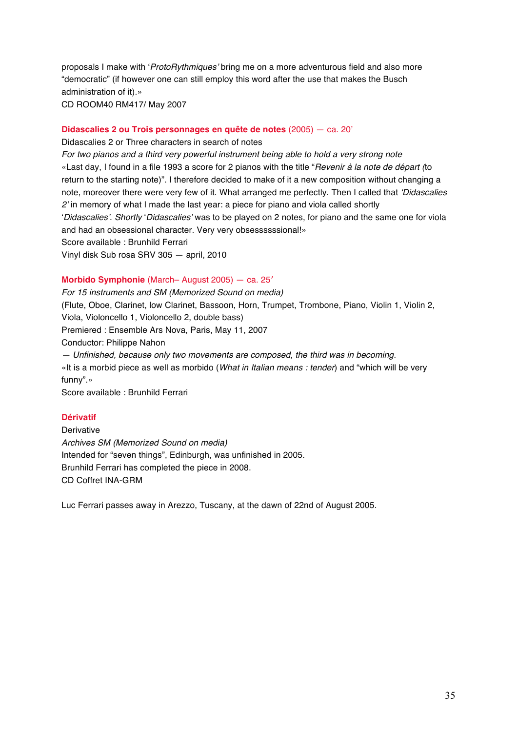proposals I make with '*ProtoRythmiques'* bring me on a more adventurous field and also more "democratic" (if however one can still employ this word after the use that makes the Busch administration of it).»
CD ROOM40 RM417/ May 2007

**Didascalies 2 ou Trois personnages en quête de notes** (2005) — ca. 20'
Didascalies 2 or Three characters in search of notes
*For two pianos and a third very powerful instrument being able to hold a very strong note*
«Last day, I found in a file 1993 a score for 2 pianos with the title "*Revenir à la note de départ (*to return to the starting note)". I therefore decided to make of it a new composition without changing a note, moreover there were very few of it. What arranged me perfectly. Then I called that *'Didascalies 2'* in memory of what I made the last year: a piece for piano and viola called shortly '*Didascalies'*. *Shortly* '*Didascalies'* was to be played on 2 notes, for piano and the same one for viola and had an obsessional character. Very very obsesssssional!»
Score available : Brunhild Ferrari
Vinyl disk Sub rosa SRV 305 — april, 2010

**Morbido Symphonie** (March– August 2005) — ca. 25'
*For 15 instruments and SM (Memorized Sound on media)*
(Flute, Oboe, Clarinet, low Clarinet, Bassoon, Horn, Trumpet, Trombone, Piano, Violin 1, Violin 2, Viola, Violoncello 1, Violoncello 2, double bass)
Premiered : Ensemble Ars Nova, Paris, May 11, 2007
Conductor: Philippe Nahon
— *Unfinished, because only two movements are composed, the third was in becoming.*
«It is a morbid piece as well as morbido (*What in Italian means : tender*) and "which will be very funny".»
Score available : Brunhild Ferrari

**Dérivatif**
Derivative
*Archives SM (Memorized Sound on media)*
Intended for "seven things", Edinburgh, was unfinished in 2005.
Brunhild Ferrari has completed the piece in 2008.
CD Coffret INA-GRM

Luc Ferrari passes away in Arezzo, Tuscany, at the dawn of 22nd of August 2005.